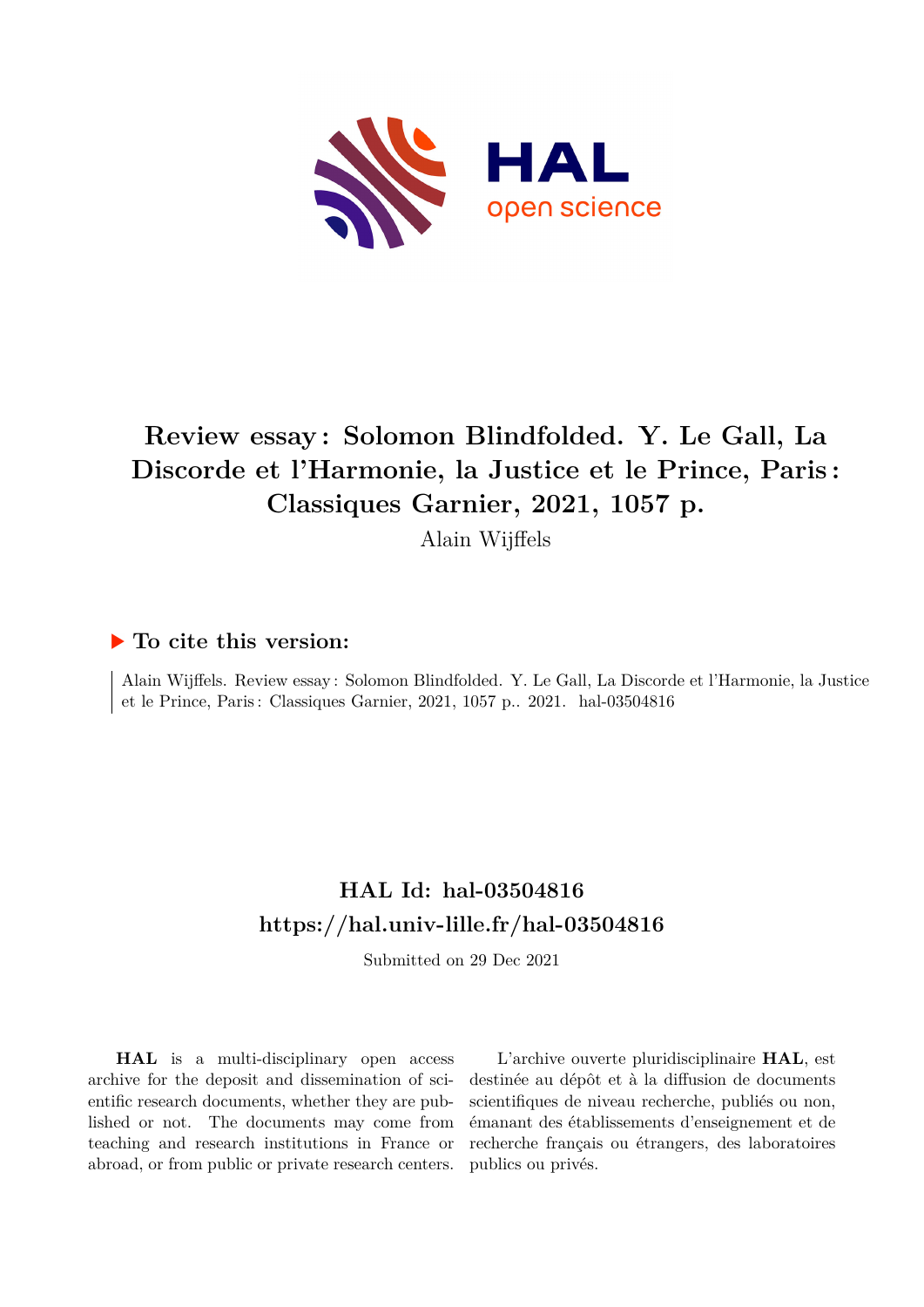# Review essay : Solomon Blindfolded. Y. Le Gall, La Discorde et l'Harmonie, la Justice et le Prince, Paris : Classiques Garnier, 2021, 1057 p.

Alain Wijffels

## ▶ To cite this version:

Alain Wijffels. Review essay : Solomon Blindfolded. Y. Le Gall, La Discorde et l'Harmonie, la Justice et le Prince, Paris : Classiques Garnier, 2021, 1057 p.. 2021. hal-03504816

## HAL Id: hal-03504816
## https://hal.univ-lille.fr/hal-03504816

Submitted on 29 Dec 2021

**HAL** is a multi-disciplinary open access archive for the deposit and dissemination of scientific research documents, whether they are published or not. The documents may come from teaching and research institutions in France or abroad, or from public or private research centers.

L'archive ouverte pluridisciplinaire **HAL**, est destinée au dépôt et à la diffusion de documents scientifiques de niveau recherche, publiés ou non, émanant des établissements d'enseignement et de recherche français ou étrangers, des laboratoires publics ou privés.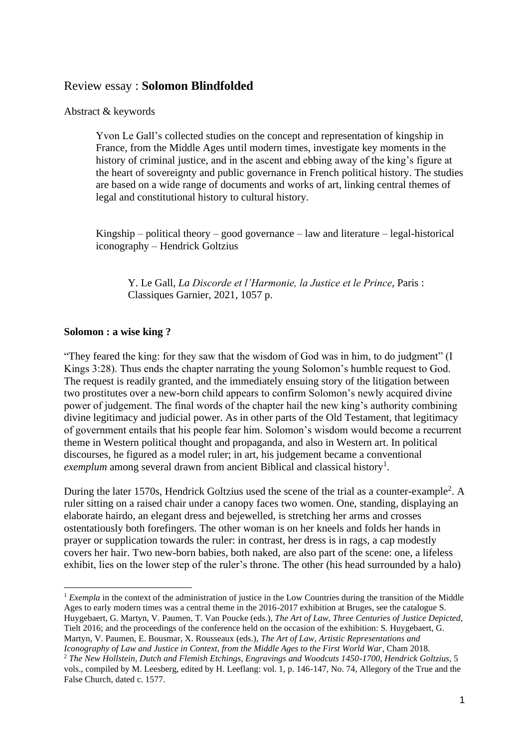# Review essay : **Solomon Blindfolded**

Abstract & keywords

> Yvon Le Gall's collected studies on the concept and representation of kingship in France, from the Middle Ages until modern times, investigate key moments in the history of criminal justice, and in the ascent and ebbing away of the king's figure at the heart of sovereignty and public governance in French political history. The studies are based on a wide range of documents and works of art, linking central themes of legal and constitutional history to cultural history.
>
> Kingship – political theory – good governance – law and literature – legal-historical iconography – Hendrick Goltzius
>
> > Y. Le Gall, *La Discorde et l'Harmonie, la Justice et le Prince*, Paris : Classiques Garnier, 2021, 1057 p.

**Solomon : a wise king ?**

"They feared the king: for they saw that the wisdom of God was in him, to do judgment" (I Kings 3:28). Thus ends the chapter narrating the young Solomon's humble request to God. The request is readily granted, and the immediately ensuing story of the litigation between two prostitutes over a new-born child appears to confirm Solomon's newly acquired divine power of judgement. The final words of the chapter hail the new king's authority combining divine legitimacy and judicial power. As in other parts of the Old Testament, that legitimacy of government entails that his people fear him. Solomon's wisdom would become a recurrent theme in Western political thought and propaganda, and also in Western art. In political discourses, he figured as a model ruler; in art, his judgement became a conventional *exemplum* among several drawn from ancient Biblical and classical history[1].

During the later 1570s, Hendrick Goltzius used the scene of the trial as a counter-example[2]. A ruler sitting on a raised chair under a canopy faces two women. One, standing, displaying an elaborate hairdo, an elegant dress and bejewelled, is stretching her arms and crosses ostentatiously both forefingers. The other woman is on her kneels and folds her hands in prayer or supplication towards the ruler: in contrast, her dress is in rags, a cap modestly covers her hair. Two new-born babies, both naked, are also part of the scene: one, a lifeless exhibit, lies on the lower step of the ruler's throne. The other (his head surrounded by a halo)

---

[1] *Exempla* in the context of the administration of justice in the Low Countries during the transition of the Middle Ages to early modern times was a central theme in the 2016-2017 exhibition at Bruges, see the catalogue S. Huygebaert, G. Martyn, V. Paumen, T. Van Poucke (eds.), *The Art of Law, Three Centuries of Justice Depicted*, Tielt 2016; and the proceedings of the conference held on the occasion of the exhibition: S. Huygebaert, G. Martyn, V. Paumen, E. Bousmar, X. Rousseaux (eds.), *The Art of Law, Artistic Representations and Iconography of Law and Justice in Context, from the Middle Ages to the First World War*, Cham 2018.

[2] *The New Hollstein, Dutch and Flemish Etchings, Engravings and Woodcuts 1450-1700, Hendrick Goltzius*, 5 vols., compiled by M. Leesberg, edited by H. Leeflang: vol. 1, p. 146-147, No. 74, Allegory of the True and the False Church, dated c. 1577.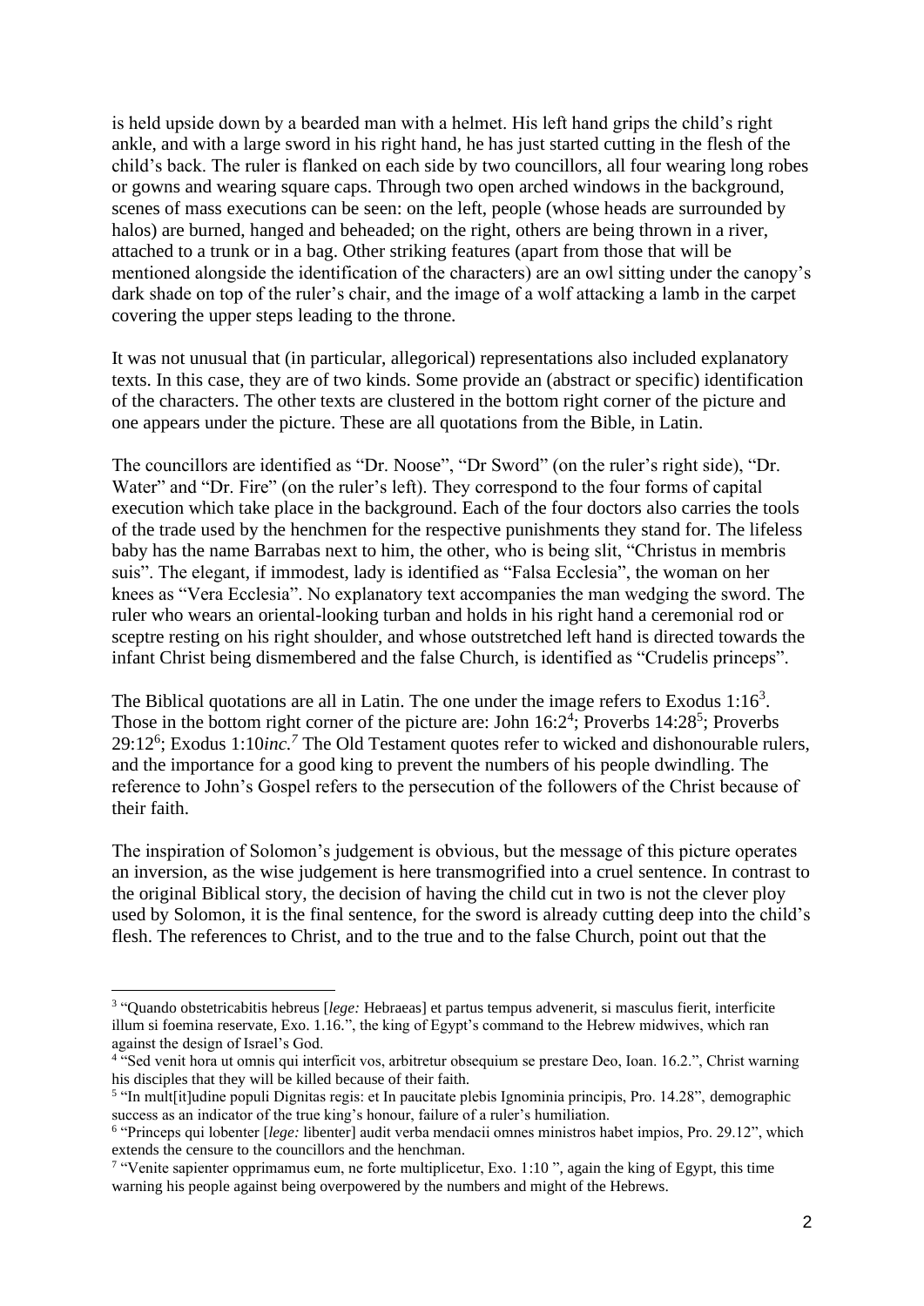is held upside down by a bearded man with a helmet. His left hand grips the child's right ankle, and with a large sword in his right hand, he has just started cutting in the flesh of the child's back. The ruler is flanked on each side by two councillors, all four wearing long robes or gowns and wearing square caps. Through two open arched windows in the background, scenes of mass executions can be seen: on the left, people (whose heads are surrounded by halos) are burned, hanged and beheaded; on the right, others are being thrown in a river, attached to a trunk or in a bag. Other striking features (apart from those that will be mentioned alongside the identification of the characters) are an owl sitting under the canopy's dark shade on top of the ruler's chair, and the image of a wolf attacking a lamb in the carpet covering the upper steps leading to the throne.

It was not unusual that (in particular, allegorical) representations also included explanatory texts. In this case, they are of two kinds. Some provide an (abstract or specific) identification of the characters. The other texts are clustered in the bottom right corner of the picture and one appears under the picture. These are all quotations from the Bible, in Latin.

The councillors are identified as "Dr. Noose", "Dr Sword" (on the ruler's right side), "Dr. Water" and "Dr. Fire" (on the ruler's left). They correspond to the four forms of capital execution which take place in the background. Each of the four doctors also carries the tools of the trade used by the henchmen for the respective punishments they stand for. The lifeless baby has the name Barrabas next to him, the other, who is being slit, "Christus in membris suis". The elegant, if immodest, lady is identified as "Falsa Ecclesia", the woman on her knees as "Vera Ecclesia". No explanatory text accompanies the man wedging the sword. The ruler who wears an oriental-looking turban and holds in his right hand a ceremonial rod or sceptre resting on his right shoulder, and whose outstretched left hand is directed towards the infant Christ being dismembered and the false Church, is identified as "Crudelis princeps".

The Biblical quotations are all in Latin. The one under the image refers to Exodus 1:16[3]. Those in the bottom right corner of the picture are: John 16:2[4]; Proverbs 14:28[5]; Proverbs 29:12[6]; Exodus 1:10*inc.*[7] The Old Testament quotes refer to wicked and dishonourable rulers, and the importance for a good king to prevent the numbers of his people dwindling. The reference to John's Gospel refers to the persecution of the followers of the Christ because of their faith.

The inspiration of Solomon's judgement is obvious, but the message of this picture operates an inversion, as the wise judgement is here transmogrified into a cruel sentence. In contrast to the original Biblical story, the decision of having the child cut in two is not the clever ploy used by Solomon, it is the final sentence, for the sword is already cutting deep into the child's flesh. The references to Christ, and to the true and to the false Church, point out that the

---

[3] "Quando obstetricabitis hebreus [*lege:* Hebraeas] et partus tempus advenerit, si masculus fierit, interficite illum si foemina reservate, Exo. 1.16.", the king of Egypt's command to the Hebrew midwives, which ran against the design of Israel's God.

[4] "Sed venit hora ut omnis qui interficit vos, arbitretur obsequium se prestare Deo, Ioan. 16.2.", Christ warning his disciples that they will be killed because of their faith.

[5] "In mult[it]udine populi Dignitas regis: et In paucitate plebis Ignominia principis, Pro. 14.28", demographic success as an indicator of the true king's honour, failure of a ruler's humiliation.

[6] "Princeps qui lobenter [*lege:* libenter] audit verba mendacii omnes ministros habet impios, Pro. 29.12", which extends the censure to the councillors and the henchman.

[7] "Venite sapienter opprimamus eum, ne forte multiplicetur, Exo. 1:10 ", again the king of Egypt, this time warning his people against being overpowered by the numbers and might of the Hebrews.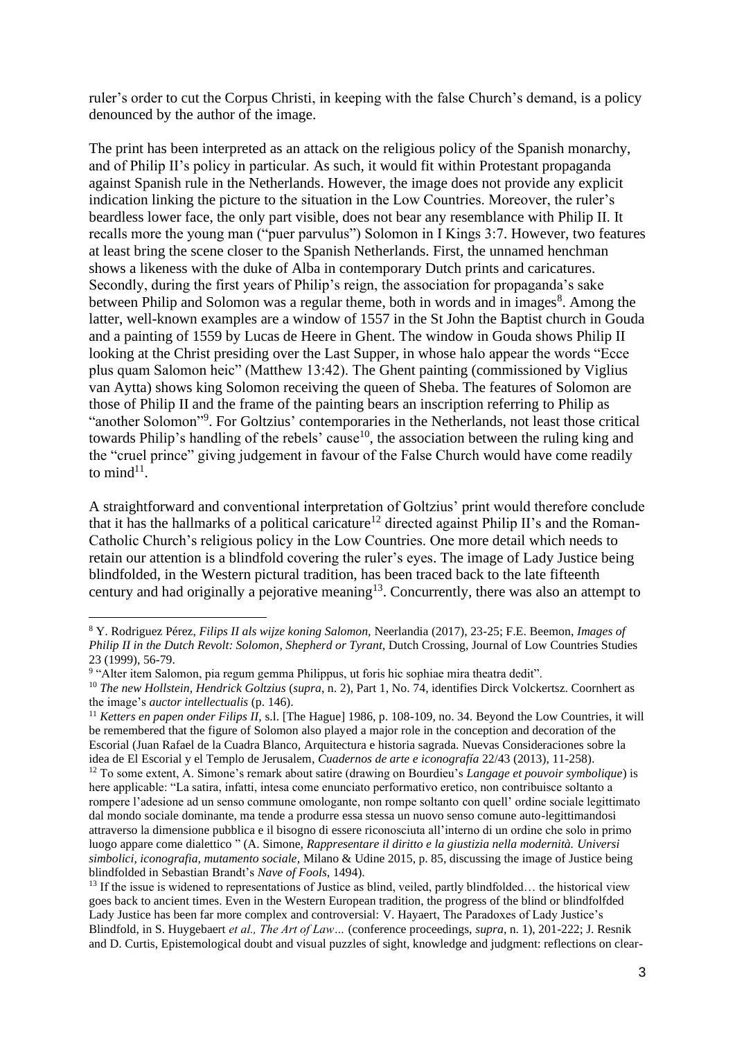ruler's order to cut the Corpus Christi, in keeping with the false Church's demand, is a policy denounced by the author of the image.

The print has been interpreted as an attack on the religious policy of the Spanish monarchy, and of Philip II's policy in particular. As such, it would fit within Protestant propaganda against Spanish rule in the Netherlands. However, the image does not provide any explicit indication linking the picture to the situation in the Low Countries. Moreover, the ruler's beardless lower face, the only part visible, does not bear any resemblance with Philip II. It recalls more the young man ("puer parvulus") Solomon in I Kings 3:7. However, two features at least bring the scene closer to the Spanish Netherlands. First, the unnamed henchman shows a likeness with the duke of Alba in contemporary Dutch prints and caricatures. Secondly, during the first years of Philip's reign, the association for propaganda's sake between Philip and Solomon was a regular theme, both in words and in images[8]. Among the latter, well-known examples are a window of 1557 in the St John the Baptist church in Gouda and a painting of 1559 by Lucas de Heere in Ghent. The window in Gouda shows Philip II looking at the Christ presiding over the Last Supper, in whose halo appear the words "Ecce plus quam Salomon heic" (Matthew 13:42). The Ghent painting (commissioned by Viglius van Aytta) shows king Solomon receiving the queen of Sheba. The features of Solomon are those of Philip II and the frame of the painting bears an inscription referring to Philip as "another Solomon"[9]. For Goltzius' contemporaries in the Netherlands, not least those critical towards Philip's handling of the rebels' cause[10], the association between the ruling king and the "cruel prince" giving judgement in favour of the False Church would have come readily to mind[11].

A straightforward and conventional interpretation of Goltzius' print would therefore conclude that it has the hallmarks of a political caricature[12] directed against Philip II's and the Roman-Catholic Church's religious policy in the Low Countries. One more detail which needs to retain our attention is a blindfold covering the ruler's eyes. The image of Lady Justice being blindfolded, in the Western pictural tradition, has been traced back to the late fifteenth century and had originally a pejorative meaning[13]. Concurrently, there was also an attempt to

---

[8] Y. Rodriguez Pérez, *Filips II als wijze koning Salomon,* Neerlandia (2017), 23-25; F.E. Beemon, *Images of Philip II in the Dutch Revolt: Solomon, Shepherd or Tyrant,* Dutch Crossing, Journal of Low Countries Studies 23 (1999), 56-79.

[9] "Alter item Salomon, pia regum gemma Philippus, ut foris hic sophiae mira theatra dedit".

[10] *The new Hollstein, Hendrick Goltzius* (*supra*, n. 2), Part 1, No. 74, identifies Dirck Volckertsz. Coornhert as the image's *auctor intellectualis* (p. 146).

[11] *Ketters en papen onder Filips II*, s.l. [The Hague] 1986, p. 108-109, no. 34. Beyond the Low Countries, it will be remembered that the figure of Solomon also played a major role in the conception and decoration of the Escorial (Juan Rafael de la Cuadra Blanco, Arquitectura e historia sagrada. Nuevas Consideraciones sobre la idea de El Escorial y el Templo de Jerusalem, *Cuadernos de arte e iconografía* 22/43 (2013), 11-258).

[12] To some extent, A. Simone's remark about satire (drawing on Bourdieu's *Langage et pouvoir symbolique*) is here applicable: "La satira, infatti, intesa come enunciato performativo eretico, non contribuisce soltanto a rompere l'adesione ad un senso commune omologante, non rompe soltanto con quell' ordine sociale legittimato dal mondo sociale dominante, ma tende a produrre essa stessa un nuovo senso comune auto-legittimandosi attraverso la dimensione pubblica e il bisogno di essere riconosciuta all'interno di un ordine che solo in primo luogo appare come dialettico " (A. Simone, *Rappresentare il diritto e la giustizia nella modernità. Universi simbolici, iconografia, mutamento sociale*, Milano & Udine 2015, p. 85, discussing the image of Justice being blindfolded in Sebastian Brandt's *Nave of Fools*, 1494).

[13] If the issue is widened to representations of Justice as blind, veiled, partly blindfolded… the historical view goes back to ancient times. Even in the Western European tradition, the progress of the blind or blindfolfded Lady Justice has been far more complex and controversial: V. Hayaert, The Paradoxes of Lady Justice's Blindfold, in S. Huygebaert *et al., The Art of Law…* (conference proceedings, *supra*, n. 1), 201-222; J. Resnik and D. Curtis, Epistemological doubt and visual puzzles of sight, knowledge and judgment: reflections on clear-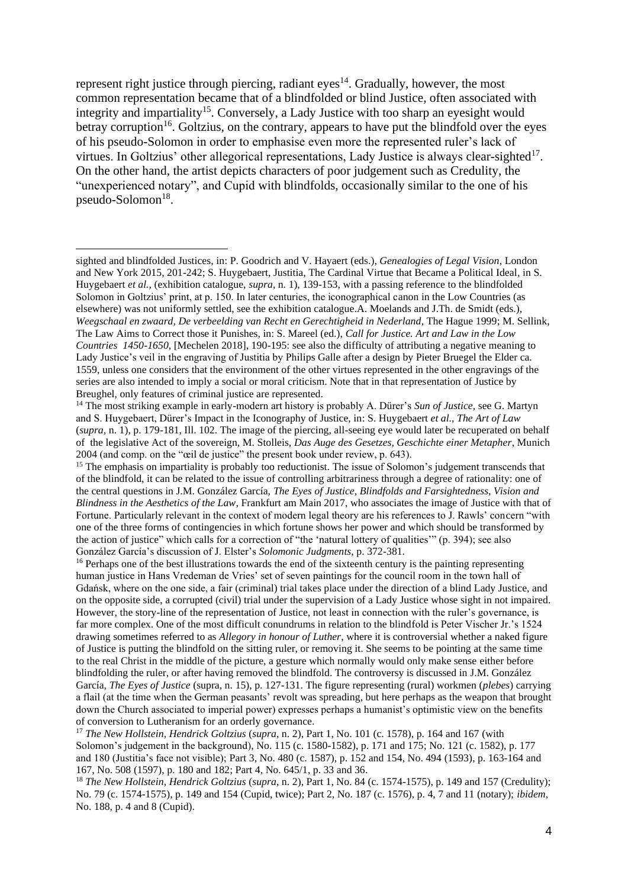represent right justice through piercing, radiant eyes[14]. Gradually, however, the most common representation became that of a blindfolded or blind Justice, often associated with integrity and impartiality[15]. Conversely, a Lady Justice with too sharp an eyesight would betray corruption[16]. Goltzius, on the contrary, appears to have put the blindfold over the eyes of his pseudo-Solomon in order to emphasise even more the represented ruler's lack of virtues. In Goltzius' other allegorical representations, Lady Justice is always clear-sighted[17]. On the other hand, the artist depicts characters of poor judgement such as Credulity, the "unexperienced notary", and Cupid with blindfolds, occasionally similar to the one of his pseudo-Solomon[18].

---

sighted and blindfolded Justices, in: P. Goodrich and V. Hayaert (eds.), *Genealogies of Legal Vision*, London and New York 2015, 201-242; S. Huygebaert, Justitia, The Cardinal Virtue that Became a Political Ideal, in S. Huygebaert *et al.*, (exhibition catalogue, *supra*, n. 1), 139-153, with a passing reference to the blindfolded Solomon in Goltzius' print, at p. 150. In later centuries, the iconographical canon in the Low Countries (as elsewhere) was not uniformly settled, see the exhibition catalogue.A. Moelands and J.Th. de Smidt (eds.), *Weegschaal en zwaard, De verbeelding van Recht en Gerechtigheid in Nederland*, The Hague 1999; M. Sellink, The Law Aims to Correct those it Punishes, in: S. Mareel (ed.), *Call for Justice. Art and Law in the Low Countries 1450-1650*, [Mechelen 2018], 190-195: see also the difficulty of attributing a negative meaning to Lady Justice's veil in the engraving of Justitia by Philips Galle after a design by Pieter Bruegel the Elder ca. 1559, unless one considers that the environment of the other virtues represented in the other engravings of the series are also intended to imply a social or moral criticism. Note that in that representation of Justice by Breughel, only features of criminal justice are represented.

[14] The most striking example in early-modern art history is probably A. Dürer's *Sun of Justice*, see G. Martyn and S. Huygebaert, Dürer's Impact in the Iconography of Justice, in: S. Huygebaert *et al.*, *The Art of Law* (*supra*, n. 1), p. 179-181, Ill. 102. The image of the piercing, all-seeing eye would later be recuperated on behalf of the legislative Act of the sovereign, M. Stolleis, *Das Auge des Gesetzes, Geschichte einer Metapher*, Munich 2004 (and comp. on the "œil de justice" the present book under review, p. 643).

[15] The emphasis on impartiality is probably too reductionist. The issue of Solomon's judgement transcends that of the blindfold, it can be related to the issue of controlling arbitrariness through a degree of rationality: one of the central questions in J.M. González García, *The Eyes of Justice, Blindfolds and Farsightedness, Vision and Blindness in the Aesthetics of the Law*, Frankfurt am Main 2017, who associates the image of Justice with that of Fortune. Particularly relevant in the context of modern legal theory are his references to J. Rawls' concern "with one of the three forms of contingencies in which fortune shows her power and which should be transformed by the action of justice" which calls for a correction of "the 'natural lottery of qualities'" (p. 394); see also González García's discussion of J. Elster's *Solomonic Judgments*, p. 372-381.

[16] Perhaps one of the best illustrations towards the end of the sixteenth century is the painting representing human justice in Hans Vredeman de Vries' set of seven paintings for the council room in the town hall of Gdańsk, where on the one side, a fair (criminal) trial takes place under the direction of a blind Lady Justice, and on the opposite side, a corrupted (civil) trial under the supervision of a Lady Justice whose sight in not impaired. However, the story-line of the representation of Justice, not least in connection with the ruler's governance, is far more complex. One of the most difficult conundrums in relation to the blindfold is Peter Vischer Jr.'s 1524 drawing sometimes referred to as *Allegory in honour of Luther*, where it is controversial whether a naked figure of Justice is putting the blindfold on the sitting ruler, or removing it. She seems to be pointing at the same time to the real Christ in the middle of the picture, a gesture which normally would only make sense either before blindfolding the ruler, or after having removed the blindfold. The controversy is discussed in J.M. González García, *The Eyes of Justice* (supra, n. 15), p. 127-131. The figure representing (rural) workmen (*plebes*) carrying a flail (at the time when the German peasants' revolt was spreading, but here perhaps as the weapon that brought down the Church associated to imperial power) expresses perhaps a humanist's optimistic view on the benefits of conversion to Lutheranism for an orderly governance.

[17] *The New Hollstein, Hendrick Goltzius* (*supra*, n. 2), Part 1, No. 101 (c. 1578), p. 164 and 167 (with Solomon's judgement in the background), No. 115 (c. 1580-1582), p. 171 and 175; No. 121 (c. 1582), p. 177 and 180 (Justitia's face not visible); Part 3, No. 480 (c. 1587), p. 152 and 154, No. 494 (1593), p. 163-164 and 167, No. 508 (1597), p. 180 and 182; Part 4, No. 645/1, p. 33 and 36.

[18] *The New Hollstein, Hendrick Goltzius* (*supra*, n. 2), Part 1, No. 84 (c. 1574-1575), p. 149 and 157 (Credulity); No. 79 (c. 1574-1575), p. 149 and 154 (Cupid, twice); Part 2, No. 187 (c. 1576), p. 4, 7 and 11 (notary); *ibidem*, No. 188, p. 4 and 8 (Cupid).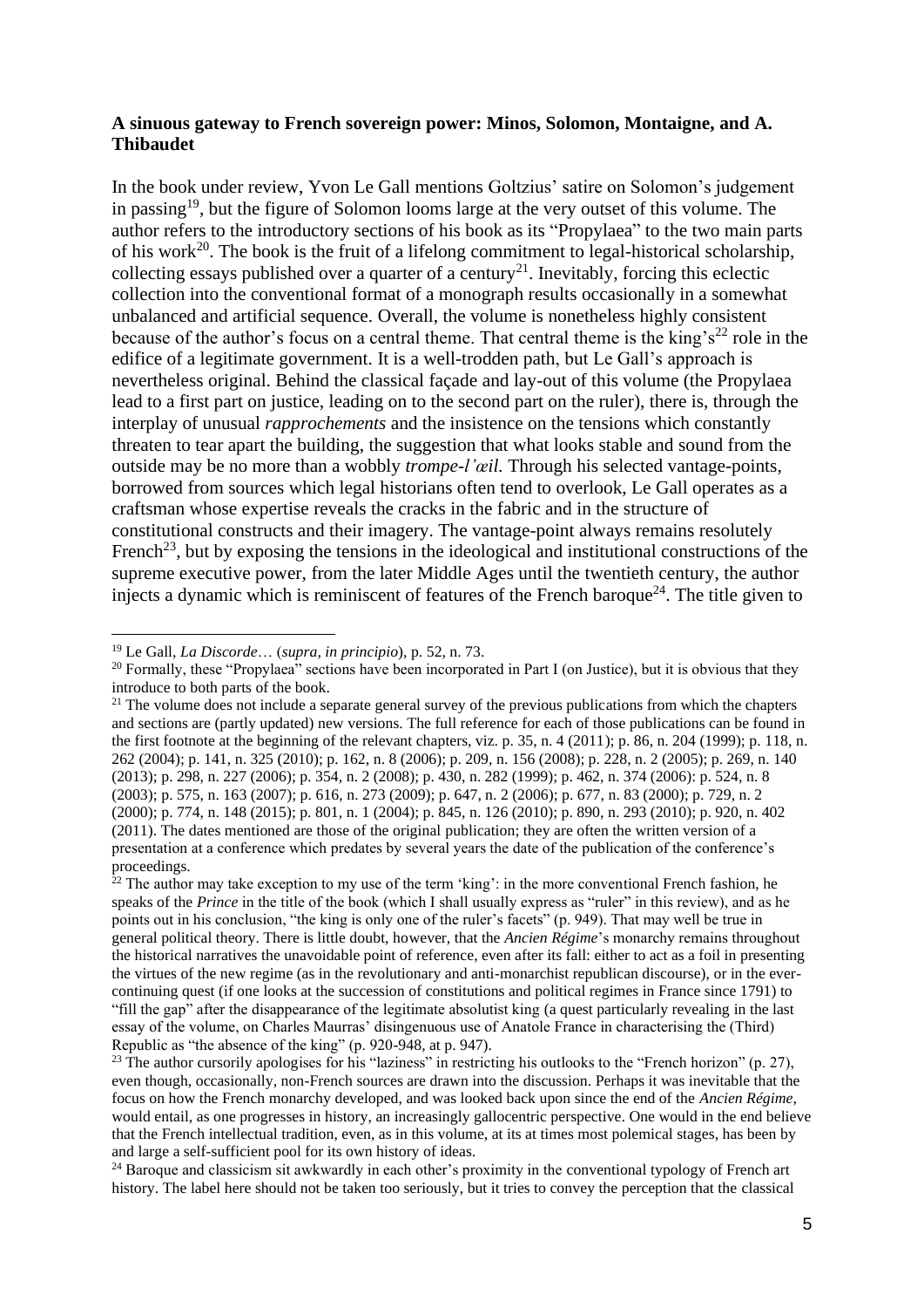**A sinuous gateway to French sovereign power: Minos, Solomon, Montaigne, and A. Thibaudet**

In the book under review, Yvon Le Gall mentions Goltzius' satire on Solomon's judgement in passing[19], but the figure of Solomon looms large at the very outset of this volume. The author refers to the introductory sections of his book as its "Propylaea" to the two main parts of his work[20]. The book is the fruit of a lifelong commitment to legal-historical scholarship, collecting essays published over a quarter of a century[21]. Inevitably, forcing this eclectic collection into the conventional format of a monograph results occasionally in a somewhat unbalanced and artificial sequence. Overall, the volume is nonetheless highly consistent because of the author's focus on a central theme. That central theme is the king's[22] role in the edifice of a legitimate government. It is a well-trodden path, but Le Gall's approach is nevertheless original. Behind the classical façade and lay-out of this volume (the Propylaea lead to a first part on justice, leading on to the second part on the ruler), there is, through the interplay of unusual *rapprochements* and the insistence on the tensions which constantly threaten to tear apart the building, the suggestion that what looks stable and sound from the outside may be no more than a wobbly *trompe-l'œil.* Through his selected vantage-points, borrowed from sources which legal historians often tend to overlook, Le Gall operates as a craftsman whose expertise reveals the cracks in the fabric and in the structure of constitutional constructs and their imagery. The vantage-point always remains resolutely French[23], but by exposing the tensions in the ideological and institutional constructions of the supreme executive power, from the later Middle Ages until the twentieth century, the author injects a dynamic which is reminiscent of features of the French baroque[24]. The title given to

[19] Le Gall, *La Discorde*… (*supra, in principio*), p. 52, n. 73.

[20] Formally, these "Propylaea" sections have been incorporated in Part I (on Justice), but it is obvious that they introduce to both parts of the book.

[21] The volume does not include a separate general survey of the previous publications from which the chapters and sections are (partly updated) new versions. The full reference for each of those publications can be found in the first footnote at the beginning of the relevant chapters, viz. p. 35, n. 4 (2011); p. 86, n. 204 (1999); p. 118, n. 262 (2004); p. 141, n. 325 (2010); p. 162, n. 8 (2006); p. 209, n. 156 (2008); p. 228, n. 2 (2005); p. 269, n. 140 (2013); p. 298, n. 227 (2006); p. 354, n. 2 (2008); p. 430, n. 282 (1999); p. 462, n. 374 (2006): p. 524, n. 8 (2003); p. 575, n. 163 (2007); p. 616, n. 273 (2009); p. 647, n. 2 (2006); p. 677, n. 83 (2000); p. 729, n. 2 (2000); p. 774, n. 148 (2015); p. 801, n. 1 (2004); p. 845, n. 126 (2010); p. 890, n. 293 (2010); p. 920, n. 402 (2011). The dates mentioned are those of the original publication; they are often the written version of a presentation at a conference which predates by several years the date of the publication of the conference's proceedings.

[22] The author may take exception to my use of the term 'king': in the more conventional French fashion, he speaks of the *Prince* in the title of the book (which I shall usually express as "ruler" in this review), and as he points out in his conclusion, "the king is only one of the ruler's facets" (p. 949). That may well be true in general political theory. There is little doubt, however, that the *Ancien Régime*'s monarchy remains throughout the historical narratives the unavoidable point of reference, even after its fall: either to act as a foil in presenting the virtues of the new regime (as in the revolutionary and anti-monarchist republican discourse), or in the ever-continuing quest (if one looks at the succession of constitutions and political regimes in France since 1791) to "fill the gap" after the disappearance of the legitimate absolutist king (a quest particularly revealing in the last essay of the volume, on Charles Maurras' disingenuous use of Anatole France in characterising the (Third) Republic as "the absence of the king" (p. 920-948, at p. 947).

[23] The author cursorily apologises for his "laziness" in restricting his outlooks to the "French horizon" (p. 27), even though, occasionally, non-French sources are drawn into the discussion. Perhaps it was inevitable that the focus on how the French monarchy developed, and was looked back upon since the end of the *Ancien Régime*, would entail, as one progresses in history, an increasingly gallocentric perspective. One would in the end believe that the French intellectual tradition, even, as in this volume, at its at times most polemical stages, has been by and large a self-sufficient pool for its own history of ideas.

[24] Baroque and classicism sit awkwardly in each other's proximity in the conventional typology of French art history. The label here should not be taken too seriously, but it tries to convey the perception that the classical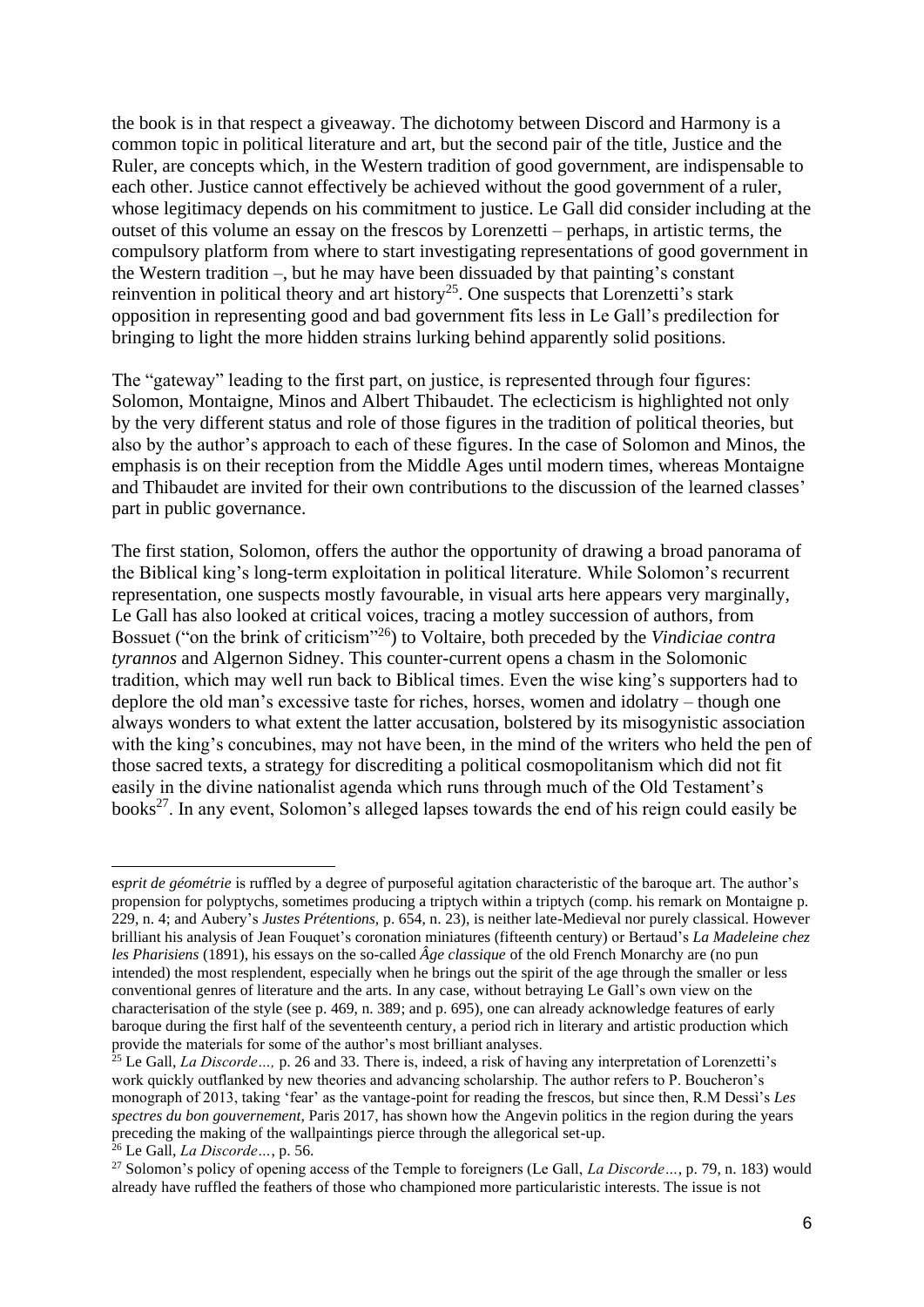the book is in that respect a giveaway. The dichotomy between Discord and Harmony is a common topic in political literature and art, but the second pair of the title, Justice and the Ruler, are concepts which, in the Western tradition of good government, are indispensable to each other. Justice cannot effectively be achieved without the good government of a ruler, whose legitimacy depends on his commitment to justice. Le Gall did consider including at the outset of this volume an essay on the frescos by Lorenzetti – perhaps, in artistic terms, the compulsory platform from where to start investigating representations of good government in the Western tradition –, but he may have been dissuaded by that painting's constant reinvention in political theory and art history[25]. One suspects that Lorenzetti's stark opposition in representing good and bad government fits less in Le Gall's predilection for bringing to light the more hidden strains lurking behind apparently solid positions.

The "gateway" leading to the first part, on justice, is represented through four figures: Solomon, Montaigne, Minos and Albert Thibaudet. The eclecticism is highlighted not only by the very different status and role of those figures in the tradition of political theories, but also by the author's approach to each of these figures. In the case of Solomon and Minos, the emphasis is on their reception from the Middle Ages until modern times, whereas Montaigne and Thibaudet are invited for their own contributions to the discussion of the learned classes' part in public governance.

The first station, Solomon, offers the author the opportunity of drawing a broad panorama of the Biblical king's long-term exploitation in political literature. While Solomon's recurrent representation, one suspects mostly favourable, in visual arts here appears very marginally, Le Gall has also looked at critical voices, tracing a motley succession of authors, from Bossuet ("on the brink of criticism"[26]) to Voltaire, both preceded by the *Vindiciae contra tyrannos* and Algernon Sidney. This counter-current opens a chasm in the Solomonic tradition, which may well run back to Biblical times. Even the wise king's supporters had to deplore the old man's excessive taste for riches, horses, women and idolatry – though one always wonders to what extent the latter accusation, bolstered by its misogynistic association with the king's concubines, may not have been, in the mind of the writers who held the pen of those sacred texts, a strategy for discrediting a political cosmopolitanism which did not fit easily in the divine nationalist agenda which runs through much of the Old Testament's books[27]. In any event, Solomon's alleged lapses towards the end of his reign could easily be

---

*esprit de géométrie* is ruffled by a degree of purposeful agitation characteristic of the baroque art. The author's propension for polyptychs, sometimes producing a triptych within a triptych (comp. his remark on Montaigne p. 229, n. 4; and Aubery's *Justes Prétentions*, p. 654, n. 23), is neither late-Medieval nor purely classical. However brilliant his analysis of Jean Fouquet's coronation miniatures (fifteenth century) or Bertaud's *La Madeleine chez les Pharisiens* (1891), his essays on the so-called *Âge classique* of the old French Monarchy are (no pun intended) the most resplendent, especially when he brings out the spirit of the age through the smaller or less conventional genres of literature and the arts. In any case, without betraying Le Gall's own view on the characterisation of the style (see p. 469, n. 389; and p. 695), one can already acknowledge features of early baroque during the first half of the seventeenth century, a period rich in literary and artistic production which provide the materials for some of the author's most brilliant analyses.

[25] Le Gall, *La Discorde…,* p. 26 and 33. There is, indeed, a risk of having any interpretation of Lorenzetti's work quickly outflanked by new theories and advancing scholarship. The author refers to P. Boucheron's monograph of 2013, taking 'fear' as the vantage-point for reading the frescos, but since then, R.M Dessi's *Les spectres du bon gouvernement*, Paris 2017, has shown how the Angevin politics in the region during the years preceding the making of the wallpaintings pierce through the allegorical set-up.

[26] Le Gall, *La Discorde…*, p. 56.

[27] Solomon's policy of opening access of the Temple to foreigners (Le Gall, *La Discorde…*, p. 79, n. 183) would already have ruffled the feathers of those who championed more particularistic interests. The issue is not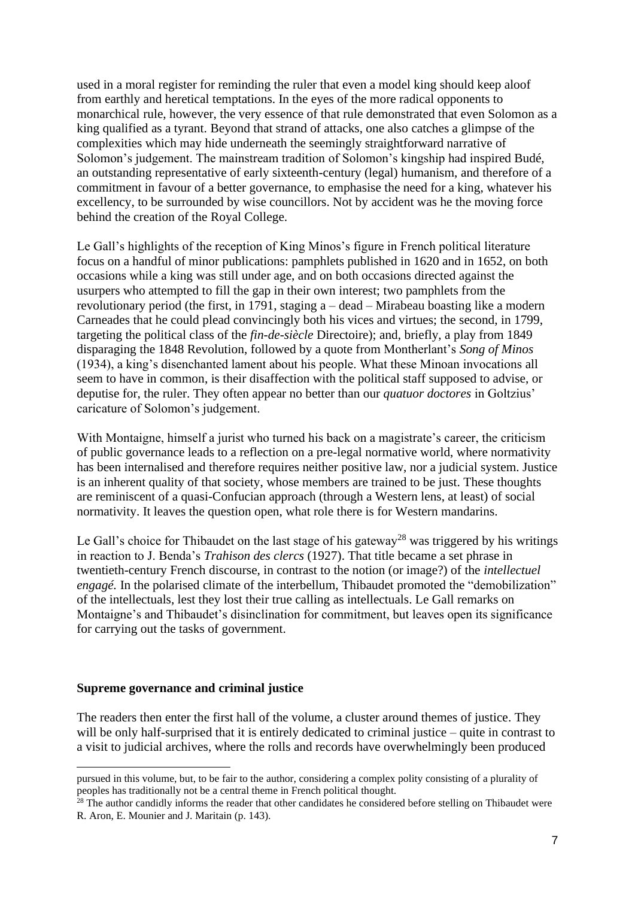used in a moral register for reminding the ruler that even a model king should keep aloof from earthly and heretical temptations. In the eyes of the more radical opponents to monarchical rule, however, the very essence of that rule demonstrated that even Solomon as a king qualified as a tyrant. Beyond that strand of attacks, one also catches a glimpse of the complexities which may hide underneath the seemingly straightforward narrative of Solomon's judgement. The mainstream tradition of Solomon's kingship had inspired Budé, an outstanding representative of early sixteenth-century (legal) humanism, and therefore of a commitment in favour of a better governance, to emphasise the need for a king, whatever his excellency, to be surrounded by wise councillors. Not by accident was he the moving force behind the creation of the Royal College.

Le Gall's highlights of the reception of King Minos's figure in French political literature focus on a handful of minor publications: pamphlets published in 1620 and in 1652, on both occasions while a king was still under age, and on both occasions directed against the usurpers who attempted to fill the gap in their own interest; two pamphlets from the revolutionary period (the first, in 1791, staging a – dead – Mirabeau boasting like a modern Carneades that he could plead convincingly both his vices and virtues; the second, in 1799, targeting the political class of the *fin-de-siècle* Directoire); and, briefly, a play from 1849 disparaging the 1848 Revolution, followed by a quote from Montherlant's *Song of Minos* (1934), a king's disenchanted lament about his people. What these Minoan invocations all seem to have in common, is their disaffection with the political staff supposed to advise, or deputise for, the ruler. They often appear no better than our *quatuor doctores* in Goltzius' caricature of Solomon's judgement.

With Montaigne, himself a jurist who turned his back on a magistrate's career, the criticism of public governance leads to a reflection on a pre-legal normative world, where normativity has been internalised and therefore requires neither positive law, nor a judicial system. Justice is an inherent quality of that society, whose members are trained to be just. These thoughts are reminiscent of a quasi-Confucian approach (through a Western lens, at least) of social normativity. It leaves the question open, what role there is for Western mandarins.

Le Gall's choice for Thibaudet on the last stage of his gateway[28] was triggered by his writings in reaction to J. Benda's *Trahison des clercs* (1927). That title became a set phrase in twentieth-century French discourse, in contrast to the notion (or image?) of the *intellectuel engagé.* In the polarised climate of the interbellum, Thibaudet promoted the "demobilization" of the intellectuals, lest they lost their true calling as intellectuals. Le Gall remarks on Montaigne's and Thibaudet's disinclination for commitment, but leaves open its significance for carrying out the tasks of government.

## Supreme governance and criminal justice

The readers then enter the first hall of the volume, a cluster around themes of justice. They will be only half-surprised that it is entirely dedicated to criminal justice – quite in contrast to a visit to judicial archives, where the rolls and records have overwhelmingly been produced

---

pursued in this volume, but, to be fair to the author, considering a complex polity consisting of a plurality of peoples has traditionally not be a central theme in French political thought.

[28] The author candidly informs the reader that other candidates he considered before stelling on Thibaudet were R. Aron, E. Mounier and J. Maritain (p. 143).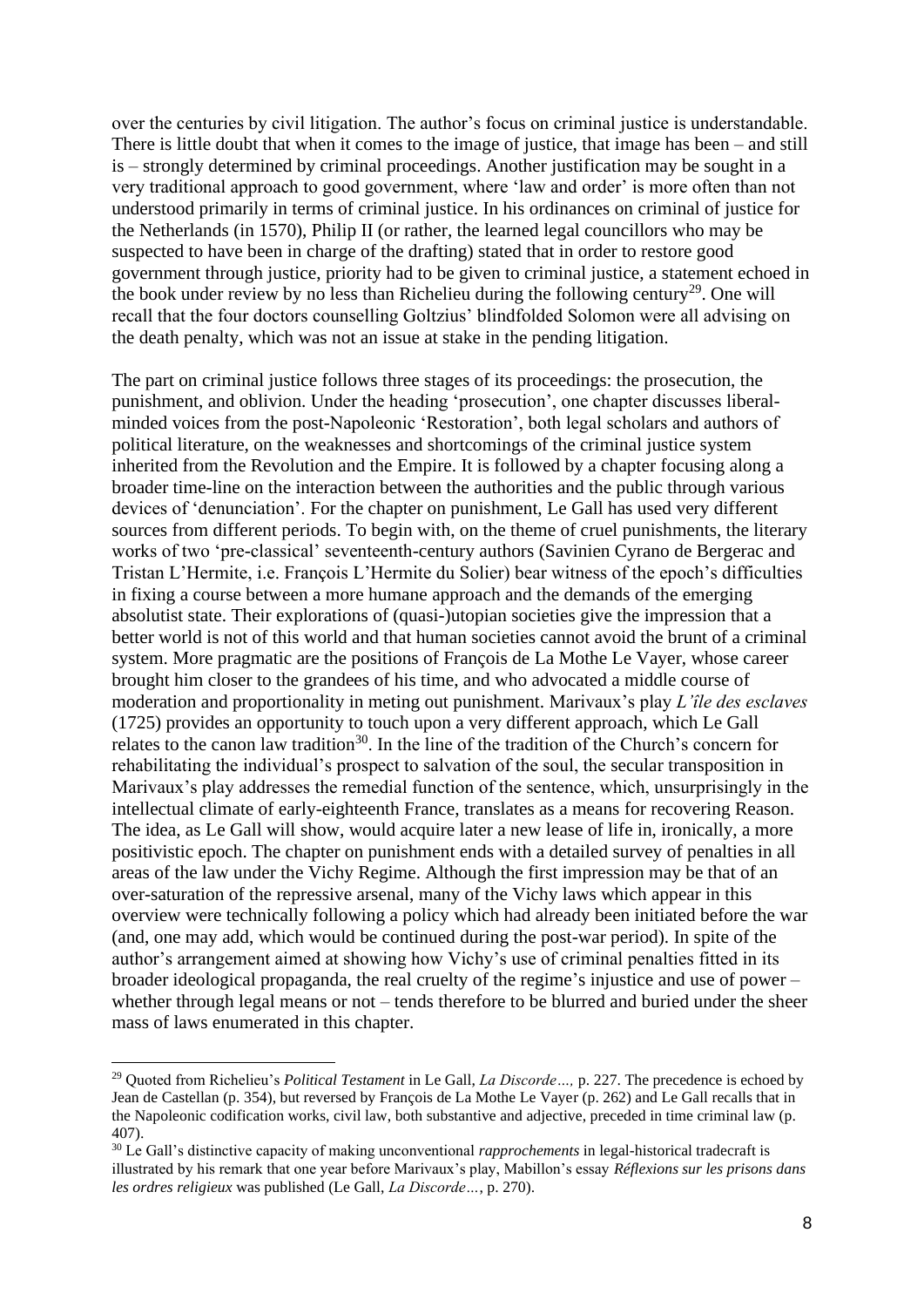over the centuries by civil litigation. The author's focus on criminal justice is understandable. There is little doubt that when it comes to the image of justice, that image has been – and still is – strongly determined by criminal proceedings. Another justification may be sought in a very traditional approach to good government, where 'law and order' is more often than not understood primarily in terms of criminal justice. In his ordinances on criminal of justice for the Netherlands (in 1570), Philip II (or rather, the learned legal councillors who may be suspected to have been in charge of the drafting) stated that in order to restore good government through justice, priority had to be given to criminal justice, a statement echoed in the book under review by no less than Richelieu during the following century[29]. One will recall that the four doctors counselling Goltzius' blindfolded Solomon were all advising on the death penalty, which was not an issue at stake in the pending litigation.

The part on criminal justice follows three stages of its proceedings: the prosecution, the punishment, and oblivion. Under the heading 'prosecution', one chapter discusses liberal-minded voices from the post-Napoleonic 'Restoration', both legal scholars and authors of political literature, on the weaknesses and shortcomings of the criminal justice system inherited from the Revolution and the Empire. It is followed by a chapter focusing along a broader time-line on the interaction between the authorities and the public through various devices of 'denunciation'. For the chapter on punishment, Le Gall has used very different sources from different periods. To begin with, on the theme of cruel punishments, the literary works of two 'pre-classical' seventeenth-century authors (Savinien Cyrano de Bergerac and Tristan L'Hermite, i.e. François L'Hermite du Solier) bear witness of the epoch's difficulties in fixing a course between a more humane approach and the demands of the emerging absolutist state. Their explorations of (quasi-)utopian societies give the impression that a better world is not of this world and that human societies cannot avoid the brunt of a criminal system. More pragmatic are the positions of François de La Mothe Le Vayer, whose career brought him closer to the grandees of his time, and who advocated a middle course of moderation and proportionality in meting out punishment. Marivaux's play *L'île des esclaves* (1725) provides an opportunity to touch upon a very different approach, which Le Gall relates to the canon law tradition[30]. In the line of the tradition of the Church's concern for rehabilitating the individual's prospect to salvation of the soul, the secular transposition in Marivaux's play addresses the remedial function of the sentence, which, unsurprisingly in the intellectual climate of early-eighteenth France, translates as a means for recovering Reason. The idea, as Le Gall will show, would acquire later a new lease of life in, ironically, a more positivistic epoch. The chapter on punishment ends with a detailed survey of penalties in all areas of the law under the Vichy Regime. Although the first impression may be that of an over-saturation of the repressive arsenal, many of the Vichy laws which appear in this overview were technically following a policy which had already been initiated before the war (and, one may add, which would be continued during the post-war period). In spite of the author's arrangement aimed at showing how Vichy's use of criminal penalties fitted in its broader ideological propaganda, the real cruelty of the regime's injustice and use of power – whether through legal means or not – tends therefore to be blurred and buried under the sheer mass of laws enumerated in this chapter.

[29] Quoted from Richelieu's *Political Testament* in Le Gall, *La Discorde…,* p. 227. The precedence is echoed by Jean de Castellan (p. 354), but reversed by François de La Mothe Le Vayer (p. 262) and Le Gall recalls that in the Napoleonic codification works, civil law, both substantive and adjective, preceded in time criminal law (p. 407).

[30] Le Gall's distinctive capacity of making unconventional *rapprochements* in legal-historical tradecraft is illustrated by his remark that one year before Marivaux's play, Mabillon's essay *Réflexions sur les prisons dans les ordres religieux* was published (Le Gall, *La Discorde…,* p. 270).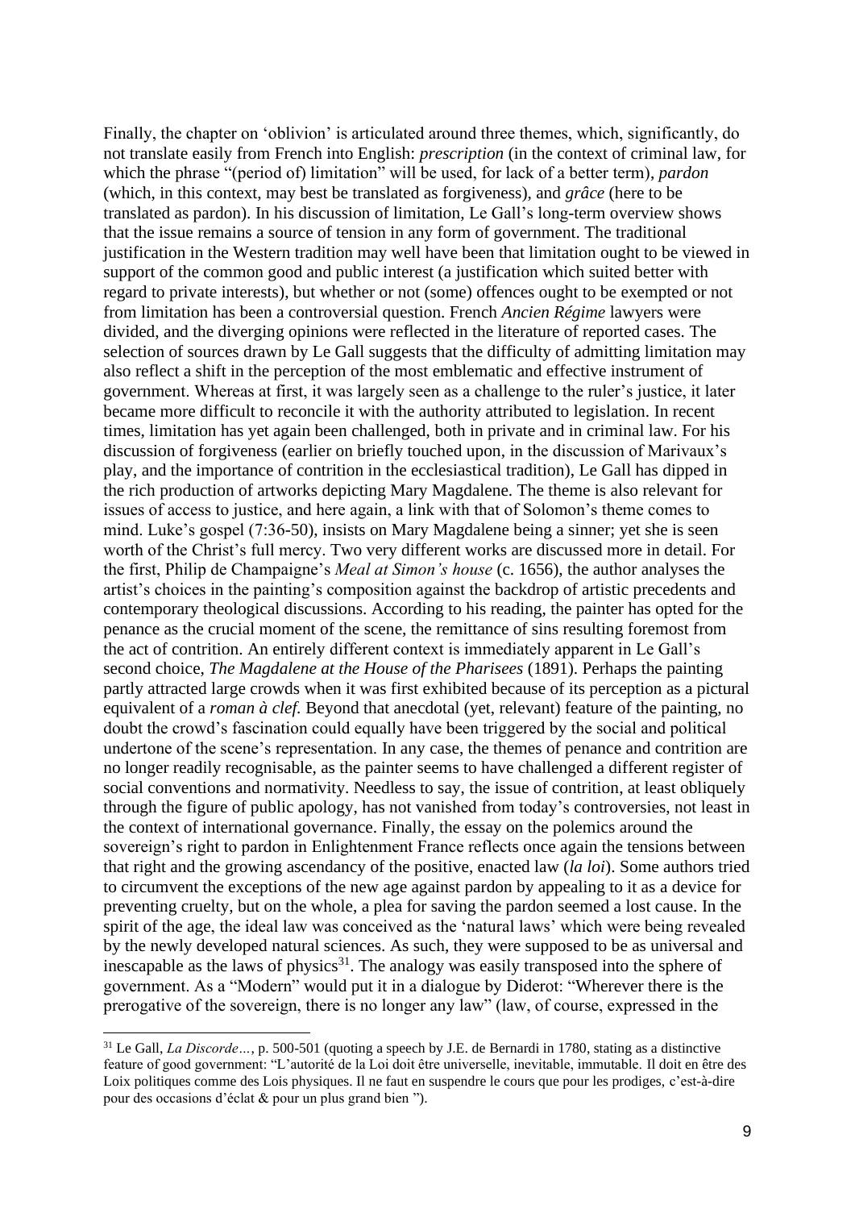Finally, the chapter on 'oblivion' is articulated around three themes, which, significantly, do not translate easily from French into English: *prescription* (in the context of criminal law, for which the phrase "(period of) limitation" will be used, for lack of a better term), *pardon* (which, in this context, may best be translated as forgiveness), and *grâce* (here to be translated as pardon). In his discussion of limitation, Le Gall's long-term overview shows that the issue remains a source of tension in any form of government. The traditional justification in the Western tradition may well have been that limitation ought to be viewed in support of the common good and public interest (a justification which suited better with regard to private interests), but whether or not (some) offences ought to be exempted or not from limitation has been a controversial question. French *Ancien Régime* lawyers were divided, and the diverging opinions were reflected in the literature of reported cases. The selection of sources drawn by Le Gall suggests that the difficulty of admitting limitation may also reflect a shift in the perception of the most emblematic and effective instrument of government. Whereas at first, it was largely seen as a challenge to the ruler's justice, it later became more difficult to reconcile it with the authority attributed to legislation. In recent times, limitation has yet again been challenged, both in private and in criminal law. For his discussion of forgiveness (earlier on briefly touched upon, in the discussion of Marivaux's play, and the importance of contrition in the ecclesiastical tradition), Le Gall has dipped in the rich production of artworks depicting Mary Magdalene. The theme is also relevant for issues of access to justice, and here again, a link with that of Solomon's theme comes to mind. Luke's gospel (7:36-50), insists on Mary Magdalene being a sinner; yet she is seen worth of the Christ's full mercy. Two very different works are discussed more in detail. For the first, Philip de Champaigne's *Meal at Simon's house* (c. 1656), the author analyses the artist's choices in the painting's composition against the backdrop of artistic precedents and contemporary theological discussions. According to his reading, the painter has opted for the penance as the crucial moment of the scene, the remittance of sins resulting foremost from the act of contrition. An entirely different context is immediately apparent in Le Gall's second choice, *The Magdalene at the House of the Pharisees* (1891). Perhaps the painting partly attracted large crowds when it was first exhibited because of its perception as a pictural equivalent of a *roman à clef.* Beyond that anecdotal (yet, relevant) feature of the painting, no doubt the crowd's fascination could equally have been triggered by the social and political undertone of the scene's representation. In any case, the themes of penance and contrition are no longer readily recognisable, as the painter seems to have challenged a different register of social conventions and normativity. Needless to say, the issue of contrition, at least obliquely through the figure of public apology, has not vanished from today's controversies, not least in the context of international governance. Finally, the essay on the polemics around the sovereign's right to pardon in Enlightenment France reflects once again the tensions between that right and the growing ascendancy of the positive, enacted law (*la loi*). Some authors tried to circumvent the exceptions of the new age against pardon by appealing to it as a device for preventing cruelty, but on the whole, a plea for saving the pardon seemed a lost cause. In the spirit of the age, the ideal law was conceived as the 'natural laws' which were being revealed by the newly developed natural sciences. As such, they were supposed to be as universal and inescapable as the laws of physics[31]. The analogy was easily transposed into the sphere of government. As a "Modern" would put it in a dialogue by Diderot: "Wherever there is the prerogative of the sovereign, there is no longer any law" (law, of course, expressed in the

[31] Le Gall, *La Discorde…*, p. 500-501 (quoting a speech by J.E. de Bernardi in 1780, stating as a distinctive feature of good government: "L'autorité de la Loi doit être universelle, inevitable, immutable. Il doit en être des Loix politiques comme des Lois physiques. Il ne faut en suspendre le cours que pour les prodiges, c'est-à-dire pour des occasions d'éclat & pour un plus grand bien ").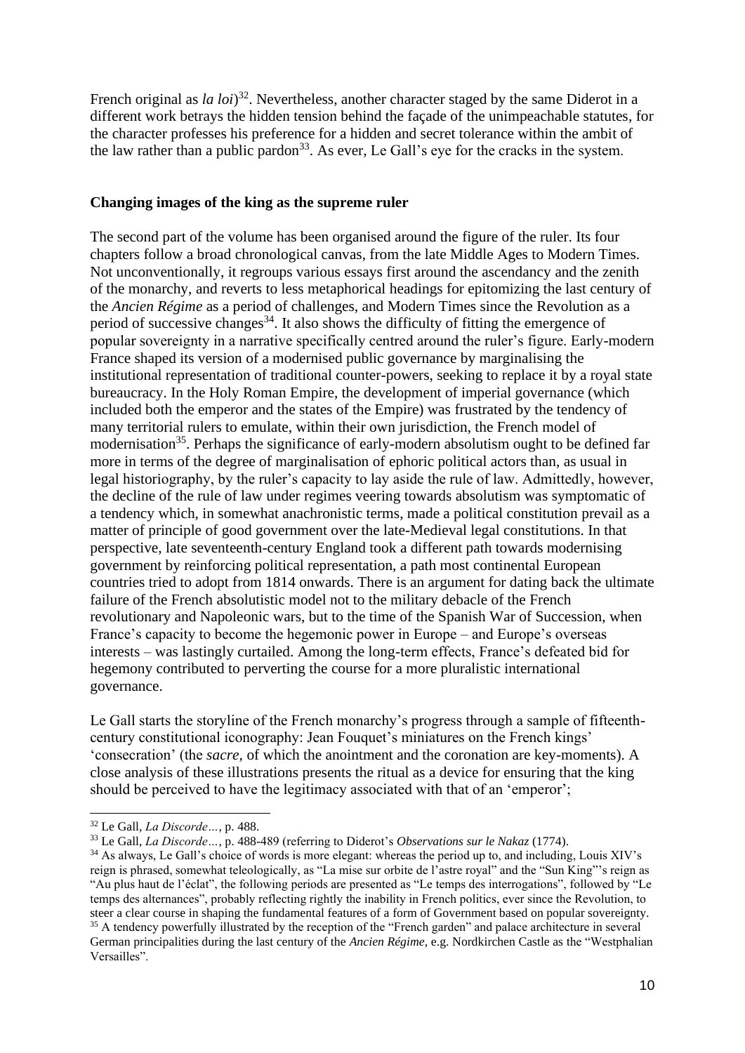French original as *la loi*)[32]. Nevertheless, another character staged by the same Diderot in a different work betrays the hidden tension behind the façade of the unimpeachable statutes, for the character professes his preference for a hidden and secret tolerance within the ambit of the law rather than a public pardon[33]. As ever, Le Gall's eye for the cracks in the system.

**Changing images of the king as the supreme ruler**

The second part of the volume has been organised around the figure of the ruler. Its four chapters follow a broad chronological canvas, from the late Middle Ages to Modern Times. Not unconventionally, it regroups various essays first around the ascendancy and the zenith of the monarchy, and reverts to less metaphorical headings for epitomizing the last century of the *Ancien Régime* as a period of challenges, and Modern Times since the Revolution as a period of successive changes[34]. It also shows the difficulty of fitting the emergence of popular sovereignty in a narrative specifically centred around the ruler's figure. Early-modern France shaped its version of a modernised public governance by marginalising the institutional representation of traditional counter-powers, seeking to replace it by a royal state bureaucracy. In the Holy Roman Empire, the development of imperial governance (which included both the emperor and the states of the Empire) was frustrated by the tendency of many territorial rulers to emulate, within their own jurisdiction, the French model of modernisation[35]. Perhaps the significance of early-modern absolutism ought to be defined far more in terms of the degree of marginalisation of ephoric political actors than, as usual in legal historiography, by the ruler's capacity to lay aside the rule of law. Admittedly, however, the decline of the rule of law under regimes veering towards absolutism was symptomatic of a tendency which, in somewhat anachronistic terms, made a political constitution prevail as a matter of principle of good government over the late-Medieval legal constitutions. In that perspective, late seventeenth-century England took a different path towards modernising government by reinforcing political representation, a path most continental European countries tried to adopt from 1814 onwards. There is an argument for dating back the ultimate failure of the French absolutistic model not to the military debacle of the French revolutionary and Napoleonic wars, but to the time of the Spanish War of Succession, when France's capacity to become the hegemonic power in Europe – and Europe's overseas interests – was lastingly curtailed. Among the long-term effects, France's defeated bid for hegemony contributed to perverting the course for a more pluralistic international governance.

Le Gall starts the storyline of the French monarchy's progress through a sample of fifteenth-century constitutional iconography: Jean Fouquet's miniatures on the French kings' 'consecration' (the *sacre*, of which the anointment and the coronation are key-moments). A close analysis of these illustrations presents the ritual as a device for ensuring that the king should be perceived to have the legitimacy associated with that of an 'emperor';

---

[32] Le Gall, *La Discorde…*, p. 488.

[33] Le Gall, *La Discorde…*, p. 488-489 (referring to Diderot's *Observations sur le Nakaz* (1774).

[34] As always, Le Gall's choice of words is more elegant: whereas the period up to, and including, Louis XIV's reign is phrased, somewhat teleologically, as "La mise sur orbite de l'astre royal" and the "Sun King"'s reign as "Au plus haut de l'éclat", the following periods are presented as "Le temps des interrogations", followed by "Le temps des alternances", probably reflecting rightly the inability in French politics, ever since the Revolution, to steer a clear course in shaping the fundamental features of a form of Government based on popular sovereignty.

[35] A tendency powerfully illustrated by the reception of the "French garden" and palace architecture in several German principalities during the last century of the *Ancien Régime*, e.g. Nordkirchen Castle as the "Westphalian Versailles".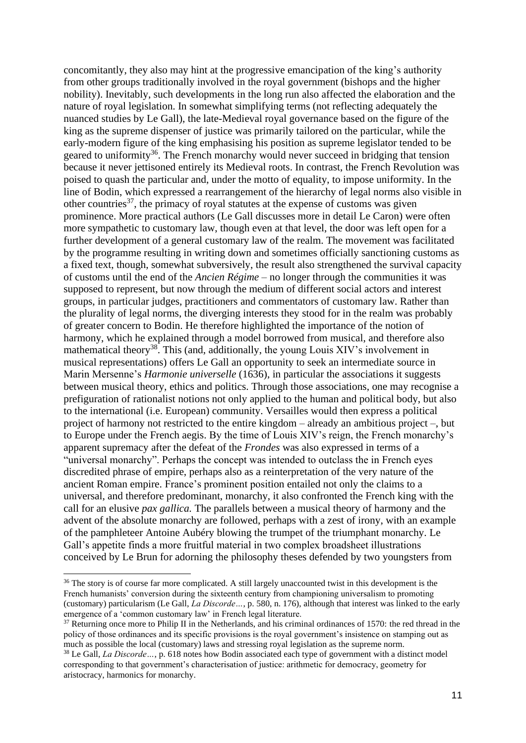concomitantly, they also may hint at the progressive emancipation of the king's authority from other groups traditionally involved in the royal government (bishops and the higher nobility). Inevitably, such developments in the long run also affected the elaboration and the nature of royal legislation. In somewhat simplifying terms (not reflecting adequately the nuanced studies by Le Gall), the late-Medieval royal governance based on the figure of the king as the supreme dispenser of justice was primarily tailored on the particular, while the early-modern figure of the king emphasising his position as supreme legislator tended to be geared to uniformity[36]. The French monarchy would never succeed in bridging that tension because it never jettisoned entirely its Medieval roots. In contrast, the French Revolution was poised to quash the particular and, under the motto of equality, to impose uniformity. In the line of Bodin, which expressed a rearrangement of the hierarchy of legal norms also visible in other countries[37], the primacy of royal statutes at the expense of customs was given prominence. More practical authors (Le Gall discusses more in detail Le Caron) were often more sympathetic to customary law, though even at that level, the door was left open for a further development of a general customary law of the realm. The movement was facilitated by the programme resulting in writing down and sometimes officially sanctioning customs as a fixed text, though, somewhat subversively, the result also strengthened the survival capacity of customs until the end of the *Ancien Régime* – no longer through the communities it was supposed to represent, but now through the medium of different social actors and interest groups, in particular judges, practitioners and commentators of customary law. Rather than the plurality of legal norms, the diverging interests they stood for in the realm was probably of greater concern to Bodin. He therefore highlighted the importance of the notion of harmony, which he explained through a model borrowed from musical, and therefore also mathematical theory[38]. This (and, additionally, the young Louis XIV's involvement in musical representations) offers Le Gall an opportunity to seek an intermediate source in Marin Mersenne's *Harmonie universelle* (1636), in particular the associations it suggests between musical theory, ethics and politics. Through those associations, one may recognise a prefiguration of rationalist notions not only applied to the human and political body, but also to the international (i.e. European) community. Versailles would then express a political project of harmony not restricted to the entire kingdom – already an ambitious project –, but to Europe under the French aegis. By the time of Louis XIV's reign, the French monarchy's apparent supremacy after the defeat of the *Frondes* was also expressed in terms of a "universal monarchy". Perhaps the concept was intended to outclass the in French eyes discredited phrase of empire, perhaps also as a reinterpretation of the very nature of the ancient Roman empire. France's prominent position entailed not only the claims to a universal, and therefore predominant, monarchy, it also confronted the French king with the call for an elusive *pax gallica.* The parallels between a musical theory of harmony and the advent of the absolute monarchy are followed, perhaps with a zest of irony, with an example of the pamphleteer Antoine Aubéry blowing the trumpet of the triumphant monarchy. Le Gall's appetite finds a more fruitful material in two complex broadsheet illustrations conceived by Le Brun for adorning the philosophy theses defended by two youngsters from

---

[36] The story is of course far more complicated. A still largely unaccounted twist in this development is the French humanists' conversion during the sixteenth century from championing universalism to promoting (customary) particularism (Le Gall, *La Discorde…*, p. 580, n. 176), although that interest was linked to the early emergence of a 'common customary law' in French legal literature.

[37] Returning once more to Philip II in the Netherlands, and his criminal ordinances of 1570: the red thread in the policy of those ordinances and its specific provisions is the royal government's insistence on stamping out as much as possible the local (customary) laws and stressing royal legislation as the supreme norm.

[38] Le Gall, *La Discorde…*, p. 618 notes how Bodin associated each type of government with a distinct model corresponding to that government's characterisation of justice: arithmetic for democracy, geometry for aristocracy, harmonics for monarchy.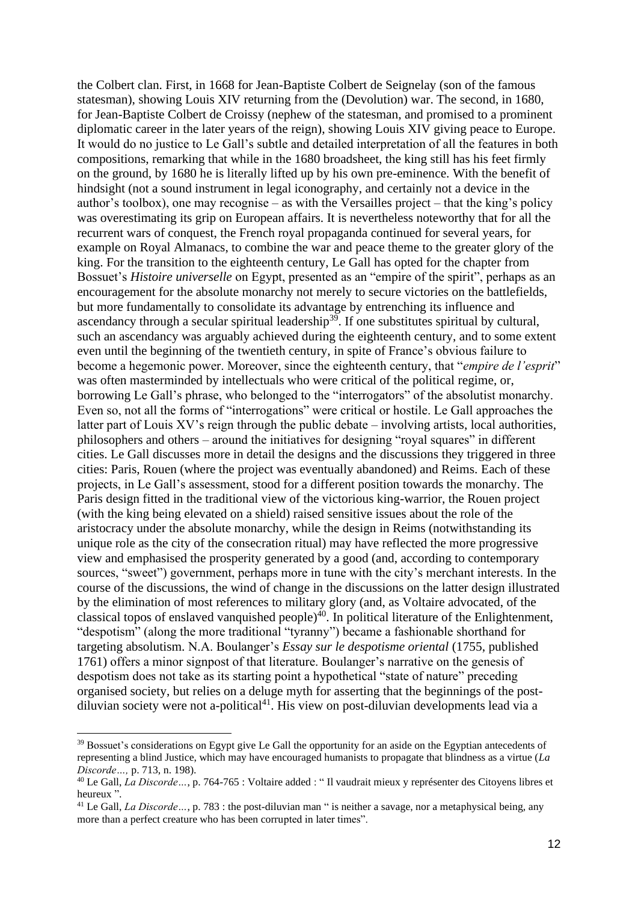the Colbert clan. First, in 1668 for Jean-Baptiste Colbert de Seignelay (son of the famous statesman), showing Louis XIV returning from the (Devolution) war. The second, in 1680, for Jean-Baptiste Colbert de Croissy (nephew of the statesman, and promised to a prominent diplomatic career in the later years of the reign), showing Louis XIV giving peace to Europe. It would do no justice to Le Gall's subtle and detailed interpretation of all the features in both compositions, remarking that while in the 1680 broadsheet, the king still has his feet firmly on the ground, by 1680 he is literally lifted up by his own pre-eminence. With the benefit of hindsight (not a sound instrument in legal iconography, and certainly not a device in the author's toolbox), one may recognise – as with the Versailles project – that the king's policy was overestimating its grip on European affairs. It is nevertheless noteworthy that for all the recurrent wars of conquest, the French royal propaganda continued for several years, for example on Royal Almanacs, to combine the war and peace theme to the greater glory of the king. For the transition to the eighteenth century, Le Gall has opted for the chapter from Bossuet's *Histoire universelle* on Egypt, presented as an "empire of the spirit", perhaps as an encouragement for the absolute monarchy not merely to secure victories on the battlefields, but more fundamentally to consolidate its advantage by entrenching its influence and ascendancy through a secular spiritual leadership[39]. If one substitutes spiritual by cultural, such an ascendancy was arguably achieved during the eighteenth century, and to some extent even until the beginning of the twentieth century, in spite of France's obvious failure to become a hegemonic power. Moreover, since the eighteenth century, that "*empire de l'esprit*" was often masterminded by intellectuals who were critical of the political regime, or, borrowing Le Gall's phrase, who belonged to the "interrogators" of the absolutist monarchy. Even so, not all the forms of "interrogations" were critical or hostile. Le Gall approaches the latter part of Louis XV's reign through the public debate – involving artists, local authorities, philosophers and others – around the initiatives for designing "royal squares" in different cities. Le Gall discusses more in detail the designs and the discussions they triggered in three cities: Paris, Rouen (where the project was eventually abandoned) and Reims. Each of these projects, in Le Gall's assessment, stood for a different position towards the monarchy. The Paris design fitted in the traditional view of the victorious king-warrior, the Rouen project (with the king being elevated on a shield) raised sensitive issues about the role of the aristocracy under the absolute monarchy, while the design in Reims (notwithstanding its unique role as the city of the consecration ritual) may have reflected the more progressive view and emphasised the prosperity generated by a good (and, according to contemporary sources, "sweet") government, perhaps more in tune with the city's merchant interests. In the course of the discussions, the wind of change in the discussions on the latter design illustrated by the elimination of most references to military glory (and, as Voltaire advocated, of the classical topos of enslaved vanquished people)[40]. In political literature of the Enlightenment, "despotism" (along the more traditional "tyranny") became a fashionable shorthand for targeting absolutism. N.A. Boulanger's *Essay sur le despotisme oriental* (1755, published 1761) offers a minor signpost of that literature. Boulanger's narrative on the genesis of despotism does not take as its starting point a hypothetical "state of nature" preceding organised society, but relies on a deluge myth for asserting that the beginnings of the post-diluvian society were not a-political[41]. His view on post-diluvian developments lead via a

---

[39] Bossuet's considerations on Egypt give Le Gall the opportunity for an aside on the Egyptian antecedents of representing a blind Justice, which may have encouraged humanists to propagate that blindness as a virtue (*La Discorde…,* p. 713, n. 198).

[40] Le Gall, *La Discorde…*, p. 764-765 : Voltaire added : " Il vaudrait mieux y représenter des Citoyens libres et heureux ".

[41] Le Gall, *La Discorde…*, p. 783 : the post-diluvian man " is neither a savage, nor a metaphysical being, any more than a perfect creature who has been corrupted in later times".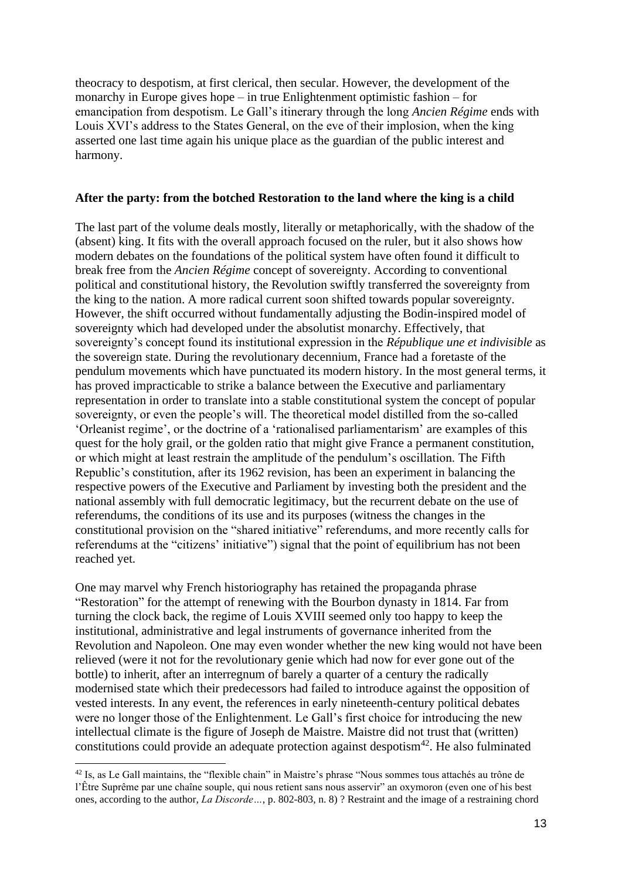theocracy to despotism, at first clerical, then secular. However, the development of the monarchy in Europe gives hope – in true Enlightenment optimistic fashion – for emancipation from despotism. Le Gall's itinerary through the long *Ancien Régime* ends with Louis XVI's address to the States General, on the eve of their implosion, when the king asserted one last time again his unique place as the guardian of the public interest and harmony.

**After the party: from the botched Restoration to the land where the king is a child**

The last part of the volume deals mostly, literally or metaphorically, with the shadow of the (absent) king. It fits with the overall approach focused on the ruler, but it also shows how modern debates on the foundations of the political system have often found it difficult to break free from the *Ancien Régime* concept of sovereignty. According to conventional political and constitutional history, the Revolution swiftly transferred the sovereignty from the king to the nation. A more radical current soon shifted towards popular sovereignty. However, the shift occurred without fundamentally adjusting the Bodin-inspired model of sovereignty which had developed under the absolutist monarchy. Effectively, that sovereignty's concept found its institutional expression in the *République une et indivisible* as the sovereign state. During the revolutionary decennium, France had a foretaste of the pendulum movements which have punctuated its modern history. In the most general terms, it has proved impracticable to strike a balance between the Executive and parliamentary representation in order to translate into a stable constitutional system the concept of popular sovereignty, or even the people's will. The theoretical model distilled from the so-called 'Orleanist regime', or the doctrine of a 'rationalised parliamentarism' are examples of this quest for the holy grail, or the golden ratio that might give France a permanent constitution, or which might at least restrain the amplitude of the pendulum's oscillation. The Fifth Republic's constitution, after its 1962 revision, has been an experiment in balancing the respective powers of the Executive and Parliament by investing both the president and the national assembly with full democratic legitimacy, but the recurrent debate on the use of referendums, the conditions of its use and its purposes (witness the changes in the constitutional provision on the "shared initiative" referendums, and more recently calls for referendums at the "citizens' initiative") signal that the point of equilibrium has not been reached yet.

One may marvel why French historiography has retained the propaganda phrase "Restoration" for the attempt of renewing with the Bourbon dynasty in 1814. Far from turning the clock back, the regime of Louis XVIII seemed only too happy to keep the institutional, administrative and legal instruments of governance inherited from the Revolution and Napoleon. One may even wonder whether the new king would not have been relieved (were it not for the revolutionary genie which had now for ever gone out of the bottle) to inherit, after an interregnum of barely a quarter of a century the radically modernised state which their predecessors had failed to introduce against the opposition of vested interests. In any event, the references in early nineteenth-century political debates were no longer those of the Enlightenment. Le Gall's first choice for introducing the new intellectual climate is the figure of Joseph de Maistre. Maistre did not trust that (written) constitutions could provide an adequate protection against despotism[42]. He also fulminated

[42] Is, as Le Gall maintains, the "flexible chain" in Maistre's phrase "Nous sommes tous attachés au trône de l'Être Suprême par une chaîne souple, qui nous retient sans nous asservir" an oxymoron (even one of his best ones, according to the author, *La Discorde…*, p. 802-803, n. 8) ? Restraint and the image of a restraining chord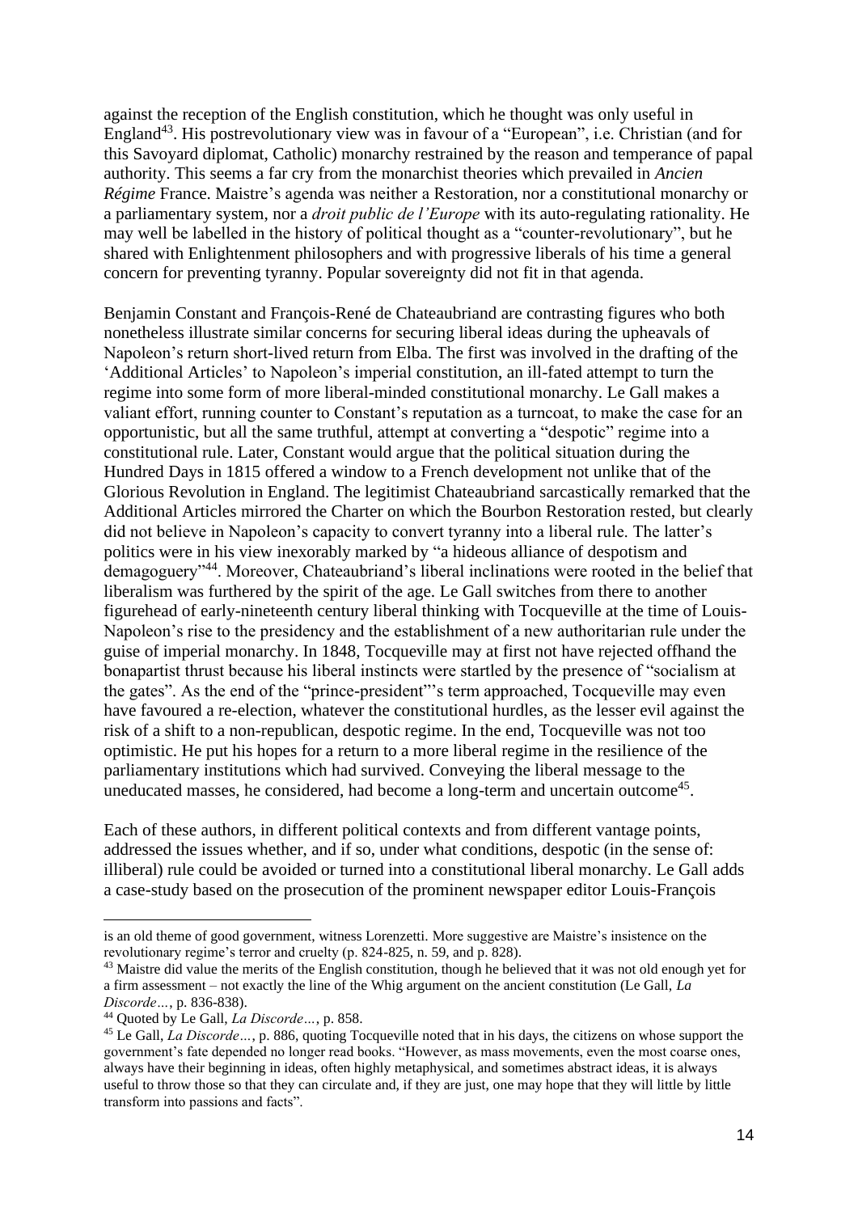against the reception of the English constitution, which he thought was only useful in England[43]. His postrevolutionary view was in favour of a "European", i.e. Christian (and for this Savoyard diplomat, Catholic) monarchy restrained by the reason and temperance of papal authority. This seems a far cry from the monarchist theories which prevailed in *Ancien Régime* France. Maistre's agenda was neither a Restoration, nor a constitutional monarchy or a parliamentary system, nor a *droit public de l'Europe* with its auto-regulating rationality. He may well be labelled in the history of political thought as a "counter-revolutionary", but he shared with Enlightenment philosophers and with progressive liberals of his time a general concern for preventing tyranny. Popular sovereignty did not fit in that agenda.

Benjamin Constant and François-René de Chateaubriand are contrasting figures who both nonetheless illustrate similar concerns for securing liberal ideas during the upheavals of Napoleon's return short-lived return from Elba. The first was involved in the drafting of the 'Additional Articles' to Napoleon's imperial constitution, an ill-fated attempt to turn the regime into some form of more liberal-minded constitutional monarchy. Le Gall makes a valiant effort, running counter to Constant's reputation as a turncoat, to make the case for an opportunistic, but all the same truthful, attempt at converting a "despotic" regime into a constitutional rule. Later, Constant would argue that the political situation during the Hundred Days in 1815 offered a window to a French development not unlike that of the Glorious Revolution in England. The legitimist Chateaubriand sarcastically remarked that the Additional Articles mirrored the Charter on which the Bourbon Restoration rested, but clearly did not believe in Napoleon's capacity to convert tyranny into a liberal rule. The latter's politics were in his view inexorably marked by "a hideous alliance of despotism and demagoguery"[44]. Moreover, Chateaubriand's liberal inclinations were rooted in the belief that liberalism was furthered by the spirit of the age. Le Gall switches from there to another figurehead of early-nineteenth century liberal thinking with Tocqueville at the time of Louis-Napoleon's rise to the presidency and the establishment of a new authoritarian rule under the guise of imperial monarchy. In 1848, Tocqueville may at first not have rejected offhand the bonapartist thrust because his liberal instincts were startled by the presence of "socialism at the gates". As the end of the "prince-president"'s term approached, Tocqueville may even have favoured a re-election, whatever the constitutional hurdles, as the lesser evil against the risk of a shift to a non-republican, despotic regime. In the end, Tocqueville was not too optimistic. He put his hopes for a return to a more liberal regime in the resilience of the parliamentary institutions which had survived. Conveying the liberal message to the uneducated masses, he considered, had become a long-term and uncertain outcome[45].

Each of these authors, in different political contexts and from different vantage points, addressed the issues whether, and if so, under what conditions, despotic (in the sense of: illiberal) rule could be avoided or turned into a constitutional liberal monarchy. Le Gall adds a case-study based on the prosecution of the prominent newspaper editor Louis-François

---

is an old theme of good government, witness Lorenzetti. More suggestive are Maistre's insistence on the revolutionary regime's terror and cruelty (p. 824-825, n. 59, and p. 828).

[43] Maistre did value the merits of the English constitution, though he believed that it was not old enough yet for a firm assessment – not exactly the line of the Whig argument on the ancient constitution (Le Gall, *La Discorde…*, p. 836-838).

[44] Quoted by Le Gall, *La Discorde…*, p. 858.

[45] Le Gall, *La Discorde…*, p. 886, quoting Tocqueville noted that in his days, the citizens on whose support the government's fate depended no longer read books. "However, as mass movements, even the most coarse ones, always have their beginning in ideas, often highly metaphysical, and sometimes abstract ideas, it is always useful to throw those so that they can circulate and, if they are just, one may hope that they will little by little transform into passions and facts".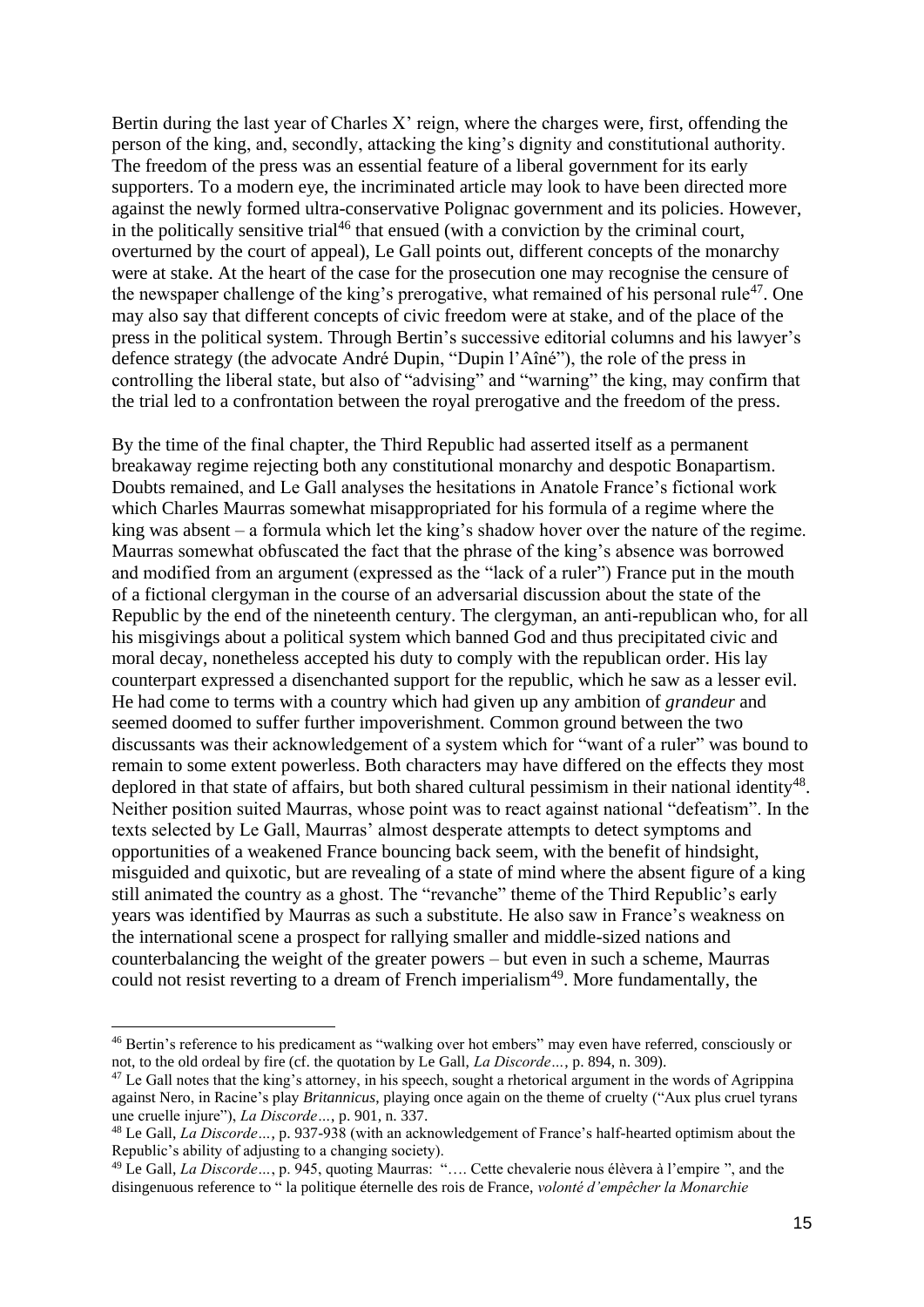Bertin during the last year of Charles X' reign, where the charges were, first, offending the person of the king, and, secondly, attacking the king's dignity and constitutional authority. The freedom of the press was an essential feature of a liberal government for its early supporters. To a modern eye, the incriminated article may look to have been directed more against the newly formed ultra-conservative Polignac government and its policies. However, in the politically sensitive trial[46] that ensued (with a conviction by the criminal court, overturned by the court of appeal), Le Gall points out, different concepts of the monarchy were at stake. At the heart of the case for the prosecution one may recognise the censure of the newspaper challenge of the king's prerogative, what remained of his personal rule[47]. One may also say that different concepts of civic freedom were at stake, and of the place of the press in the political system. Through Bertin's successive editorial columns and his lawyer's defence strategy (the advocate André Dupin, "Dupin l'Aîné"), the role of the press in controlling the liberal state, but also of "advising" and "warning" the king, may confirm that the trial led to a confrontation between the royal prerogative and the freedom of the press.

By the time of the final chapter, the Third Republic had asserted itself as a permanent breakaway regime rejecting both any constitutional monarchy and despotic Bonapartism. Doubts remained, and Le Gall analyses the hesitations in Anatole France's fictional work which Charles Maurras somewhat misappropriated for his formula of a regime where the king was absent – a formula which let the king's shadow hover over the nature of the regime. Maurras somewhat obfuscated the fact that the phrase of the king's absence was borrowed and modified from an argument (expressed as the "lack of a ruler") France put in the mouth of a fictional clergyman in the course of an adversarial discussion about the state of the Republic by the end of the nineteenth century. The clergyman, an anti-republican who, for all his misgivings about a political system which banned God and thus precipitated civic and moral decay, nonetheless accepted his duty to comply with the republican order. His lay counterpart expressed a disenchanted support for the republic, which he saw as a lesser evil. He had come to terms with a country which had given up any ambition of *grandeur* and seemed doomed to suffer further impoverishment. Common ground between the two discussants was their acknowledgement of a system which for "want of a ruler" was bound to remain to some extent powerless. Both characters may have differed on the effects they most deplored in that state of affairs, but both shared cultural pessimism in their national identity[48]. Neither position suited Maurras, whose point was to react against national "defeatism". In the texts selected by Le Gall, Maurras' almost desperate attempts to detect symptoms and opportunities of a weakened France bouncing back seem, with the benefit of hindsight, misguided and quixotic, but are revealing of a state of mind where the absent figure of a king still animated the country as a ghost. The "revanche" theme of the Third Republic's early years was identified by Maurras as such a substitute. He also saw in France's weakness on the international scene a prospect for rallying smaller and middle-sized nations and counterbalancing the weight of the greater powers – but even in such a scheme, Maurras could not resist reverting to a dream of French imperialism[49]. More fundamentally, the

---

[46] Bertin's reference to his predicament as "walking over hot embers" may even have referred, consciously or not, to the old ordeal by fire (cf. the quotation by Le Gall, *La Discorde…*, p. 894, n. 309).

[47] Le Gall notes that the king's attorney, in his speech, sought a rhetorical argument in the words of Agrippina against Nero, in Racine's play *Britannicus*, playing once again on the theme of cruelty ("Aux plus cruel tyrans une cruelle injure"), *La Discorde…*, p. 901, n. 337.

[48] Le Gall, *La Discorde…*, p. 937-938 (with an acknowledgement of France's half-hearted optimism about the Republic's ability of adjusting to a changing society).

[49] Le Gall, *La Discorde…*, p. 945, quoting Maurras: "…. Cette chevalerie nous élèvera à l'empire ", and the disingenuous reference to " la politique éternelle des rois de France, *volonté d'empêcher la Monarchie*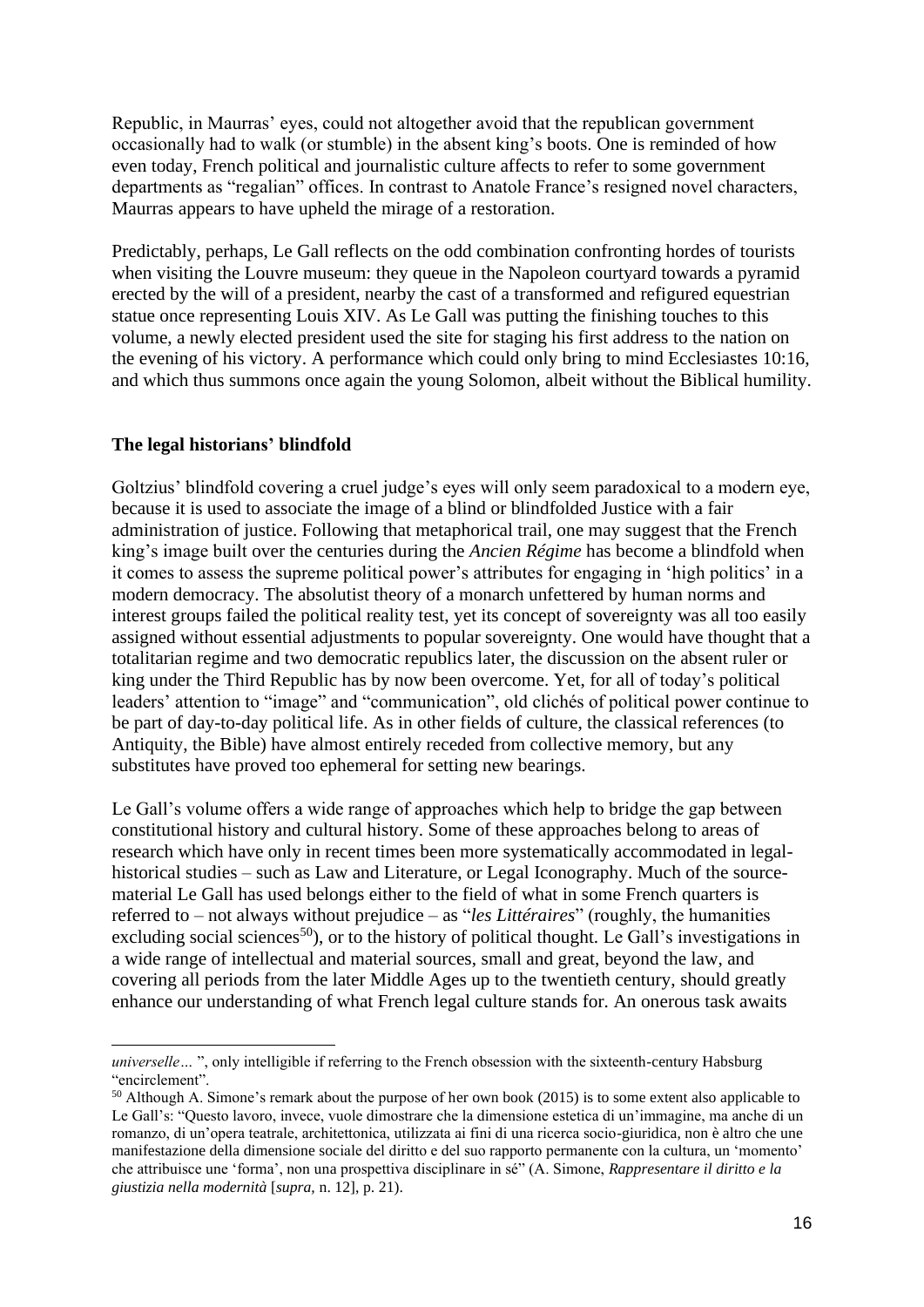Republic, in Maurras' eyes, could not altogether avoid that the republican government occasionally had to walk (or stumble) in the absent king's boots. One is reminded of how even today, French political and journalistic culture affects to refer to some government departments as "regalian" offices. In contrast to Anatole France's resigned novel characters, Maurras appears to have upheld the mirage of a restoration.

Predictably, perhaps, Le Gall reflects on the odd combination confronting hordes of tourists when visiting the Louvre museum: they queue in the Napoleon courtyard towards a pyramid erected by the will of a president, nearby the cast of a transformed and refigured equestrian statue once representing Louis XIV. As Le Gall was putting the finishing touches to this volume, a newly elected president used the site for staging his first address to the nation on the evening of his victory. A performance which could only bring to mind Ecclesiastes 10:16, and which thus summons once again the young Solomon, albeit without the Biblical humility.

### The legal historians' blindfold

Goltzius' blindfold covering a cruel judge's eyes will only seem paradoxical to a modern eye, because it is used to associate the image of a blind or blindfolded Justice with a fair administration of justice. Following that metaphorical trail, one may suggest that the French king's image built over the centuries during the *Ancien Régime* has become a blindfold when it comes to assess the supreme political power's attributes for engaging in 'high politics' in a modern democracy. The absolutist theory of a monarch unfettered by human norms and interest groups failed the political reality test, yet its concept of sovereignty was all too easily assigned without essential adjustments to popular sovereignty. One would have thought that a totalitarian regime and two democratic republics later, the discussion on the absent ruler or king under the Third Republic has by now been overcome. Yet, for all of today's political leaders' attention to "image" and "communication", old clichés of political power continue to be part of day-to-day political life. As in other fields of culture, the classical references (to Antiquity, the Bible) have almost entirely receded from collective memory, but any substitutes have proved too ephemeral for setting new bearings.

Le Gall's volume offers a wide range of approaches which help to bridge the gap between constitutional history and cultural history. Some of these approaches belong to areas of research which have only in recent times been more systematically accommodated in legal-historical studies – such as Law and Literature, or Legal Iconography. Much of the source-material Le Gall has used belongs either to the field of what in some French quarters is referred to – not always without prejudice – as "*les Littéraires*" (roughly, the humanities excluding social sciences[50]), or to the history of political thought. Le Gall's investigations in a wide range of intellectual and material sources, small and great, beyond the law, and covering all periods from the later Middle Ages up to the twentieth century, should greatly enhance our understanding of what French legal culture stands for. An onerous task awaits

---

*universelle…* ", only intelligible if referring to the French obsession with the sixteenth-century Habsburg "encirclement".

[50] Although A. Simone's remark about the purpose of her own book (2015) is to some extent also applicable to Le Gall's: "Questo lavoro, invece, vuole dimostrare che la dimensione estetica di un'immagine, ma anche di un romanzo, di un'opera teatrale, architettonica, utilizzata ai fini di una ricerca socio-giuridica, non è altro che une manifestazione della dimensione sociale del diritto e del suo rapporto permanente con la cultura, un 'momento' che attribuisce une 'forma', non una prospettiva disciplinare in sé" (A. Simone, *Rappresentare il diritto e la giustizia nella modernità* [*supra*, n. 12], p. 21).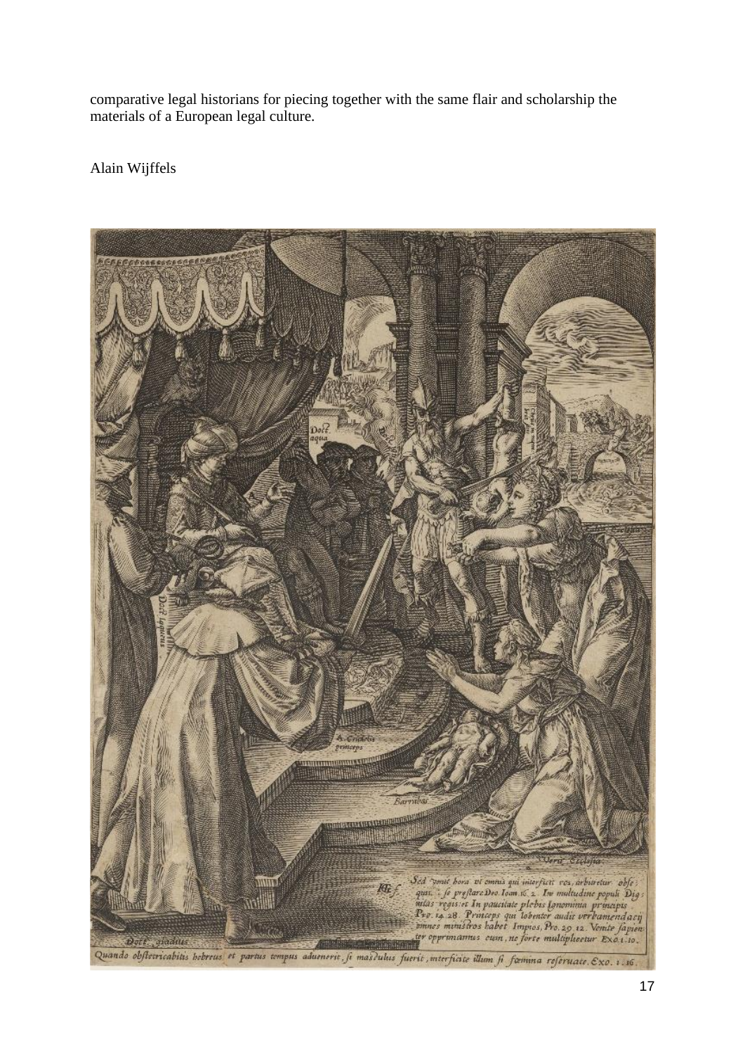comparative legal historians for piecing together with the same flair and scholarship the materials of a European legal culture.

Alain Wijffels